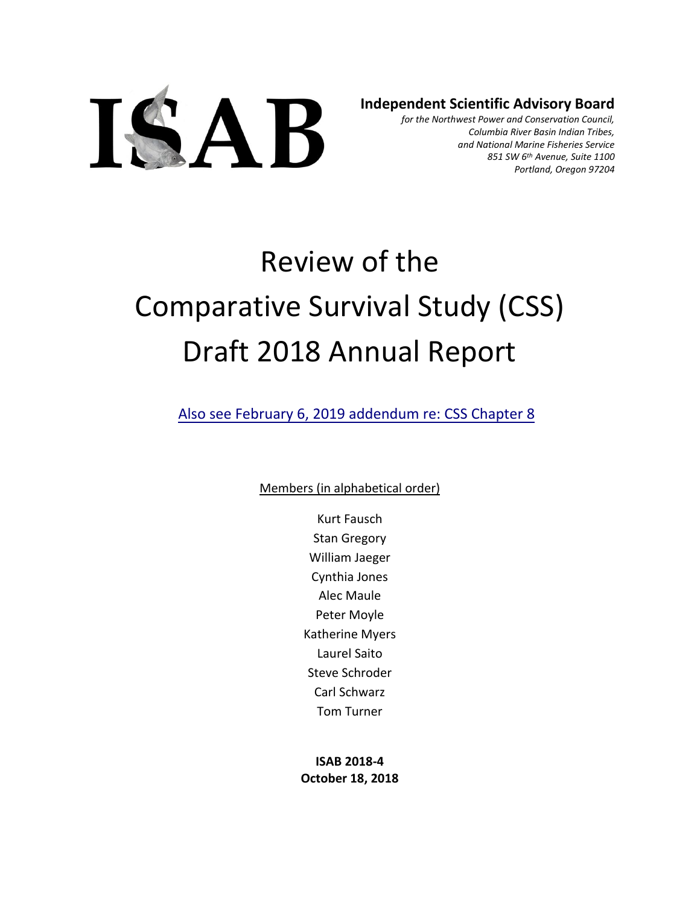ISAB

**Independent Scientific Advisory Board**

*for the Northwest Power and Conservation Council,*
*Columbia River Basin Indian Tribes,*
*and National Marine Fisheries Service*
*851 SW 6th Avenue, Suite 1100*
*Portland, Oregon 97204*

# Review of the Comparative Survival Study (CSS) Draft 2018 Annual Report

Also see February 6, 2019 addendum re: CSS Chapter 8

Members (in alphabetical order)

Kurt Fausch
Stan Gregory
William Jaeger
Cynthia Jones
Alec Maule
Peter Moyle
Katherine Myers
Laurel Saito
Steve Schroder
Carl Schwarz
Tom Turner

**ISAB 2018-4**
**October 18, 2018**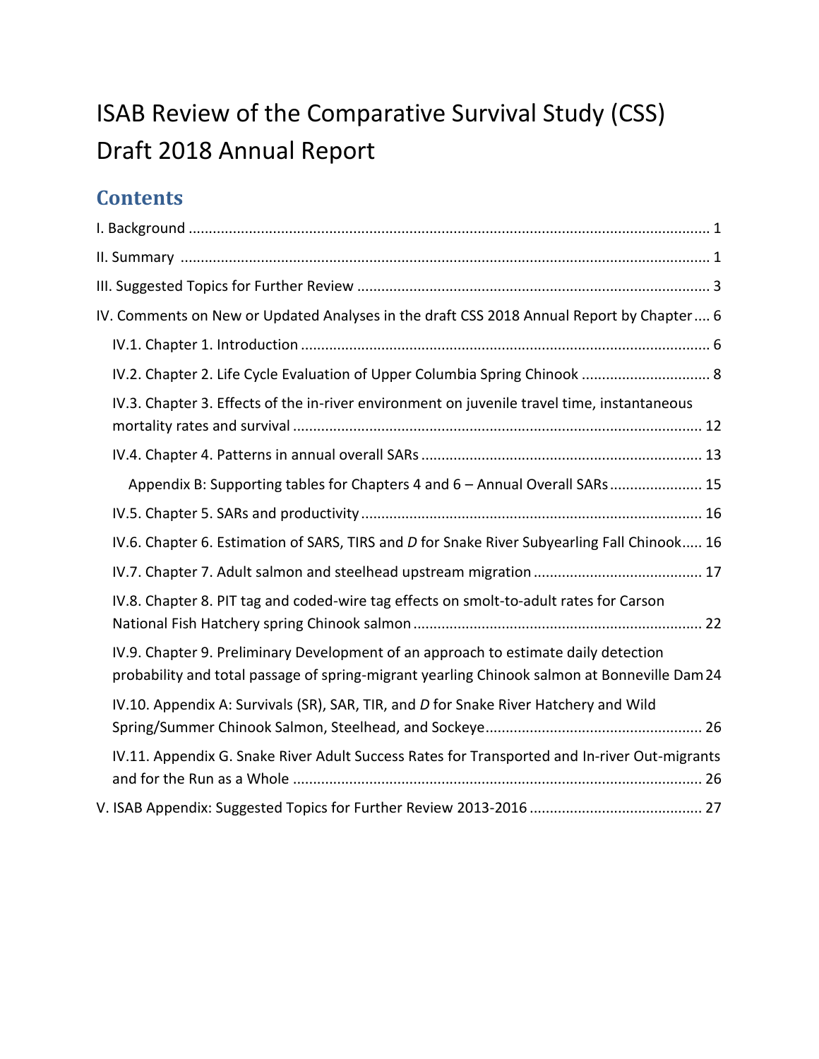# ISAB Review of the Comparative Survival Study (CSS) Draft 2018 Annual Report

## Contents

I. Background ..... 1

II. Summary ..... 1

III. Suggested Topics for Further Review ..... 3

IV. Comments on New or Updated Analyses in the draft CSS 2018 Annual Report by Chapter ..... 6

- IV.1. Chapter 1. Introduction ..... 6
- IV.2. Chapter 2. Life Cycle Evaluation of Upper Columbia Spring Chinook ..... 8
- IV.3. Chapter 3. Effects of the in-river environment on juvenile travel time, instantaneous mortality rates and survival ..... 12
- IV.4. Chapter 4. Patterns in annual overall SARs ..... 13
  - Appendix B: Supporting tables for Chapters 4 and 6 – Annual Overall SARs ..... 15
- IV.5. Chapter 5. SARs and productivity ..... 16
- IV.6. Chapter 6. Estimation of SARS, TIRS and *D* for Snake River Subyearling Fall Chinook ..... 16
- IV.7. Chapter 7. Adult salmon and steelhead upstream migration ..... 17
- IV.8. Chapter 8. PIT tag and coded-wire tag effects on smolt-to-adult rates for Carson National Fish Hatchery spring Chinook salmon ..... 22
- IV.9. Chapter 9. Preliminary Development of an approach to estimate daily detection probability and total passage of spring-migrant yearling Chinook salmon at Bonneville Dam ..... 24
- IV.10. Appendix A: Survivals (SR), SAR, TIR, and *D* for Snake River Hatchery and Wild Spring/Summer Chinook Salmon, Steelhead, and Sockeye ..... 26
- IV.11. Appendix G. Snake River Adult Success Rates for Transported and In-river Out-migrants and for the Run as a Whole ..... 26

V. ISAB Appendix: Suggested Topics for Further Review 2013-2016 ..... 27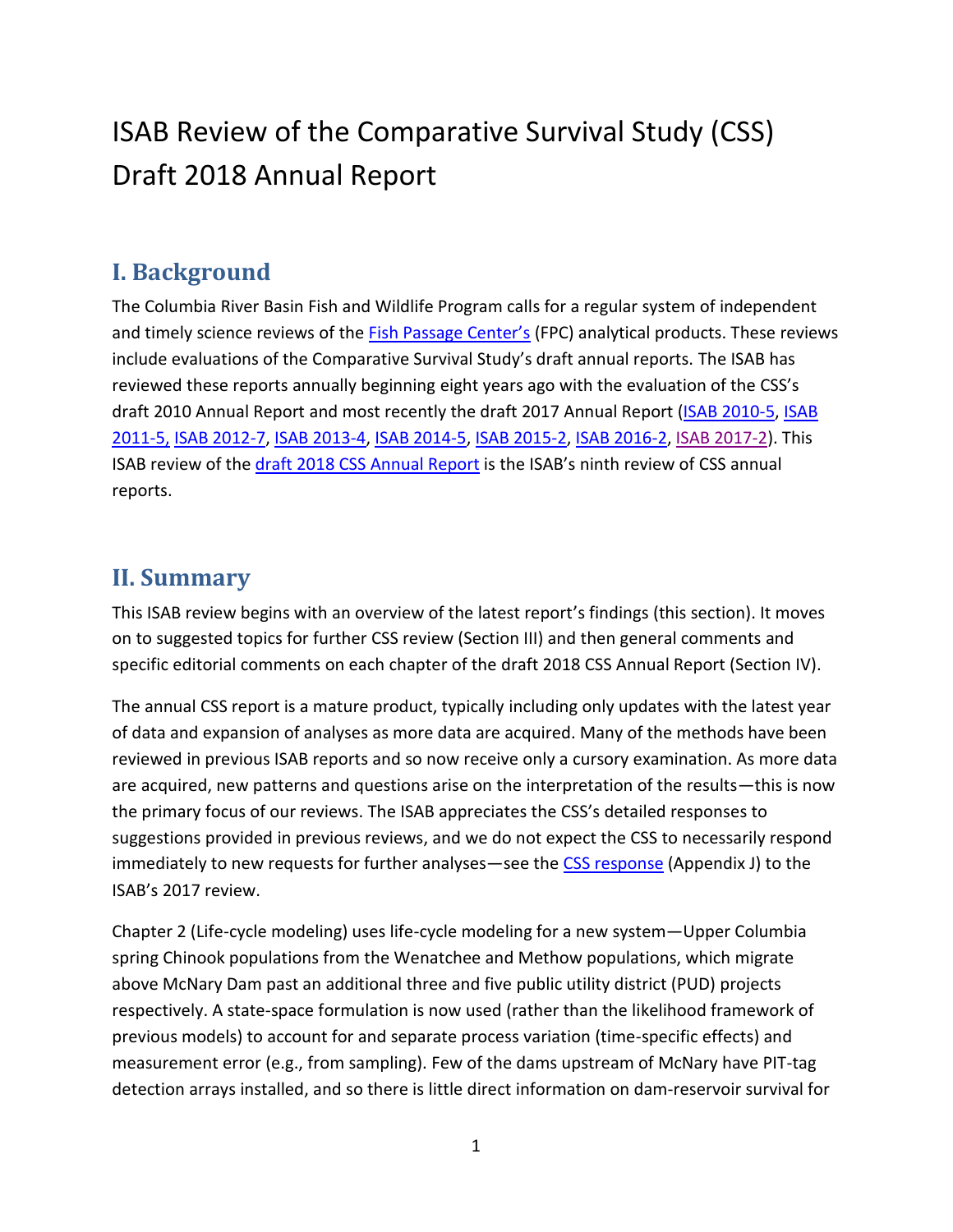# ISAB Review of the Comparative Survival Study (CSS) Draft 2018 Annual Report

## I. Background

The Columbia River Basin Fish and Wildlife Program calls for a regular system of independent and timely science reviews of the Fish Passage Center's (FPC) analytical products. These reviews include evaluations of the Comparative Survival Study's draft annual reports. The ISAB has reviewed these reports annually beginning eight years ago with the evaluation of the CSS's draft 2010 Annual Report and most recently the draft 2017 Annual Report (ISAB 2010-5, ISAB 2011-5, ISAB 2012-7, ISAB 2013-4, ISAB 2014-5, ISAB 2015-2, ISAB 2016-2, ISAB 2017-2). This ISAB review of the draft 2018 CSS Annual Report is the ISAB's ninth review of CSS annual reports.

## II. Summary

This ISAB review begins with an overview of the latest report's findings (this section). It moves on to suggested topics for further CSS review (Section III) and then general comments and specific editorial comments on each chapter of the draft 2018 CSS Annual Report (Section IV).

The annual CSS report is a mature product, typically including only updates with the latest year of data and expansion of analyses as more data are acquired. Many of the methods have been reviewed in previous ISAB reports and so now receive only a cursory examination. As more data are acquired, new patterns and questions arise on the interpretation of the results—this is now the primary focus of our reviews. The ISAB appreciates the CSS's detailed responses to suggestions provided in previous reviews, and we do not expect the CSS to necessarily respond immediately to new requests for further analyses—see the CSS response (Appendix J) to the ISAB's 2017 review.

Chapter 2 (Life-cycle modeling) uses life-cycle modeling for a new system—Upper Columbia spring Chinook populations from the Wenatchee and Methow populations, which migrate above McNary Dam past an additional three and five public utility district (PUD) projects respectively. A state-space formulation is now used (rather than the likelihood framework of previous models) to account for and separate process variation (time-specific effects) and measurement error (e.g., from sampling). Few of the dams upstream of McNary have PIT-tag detection arrays installed, and so there is little direct information on dam-reservoir survival for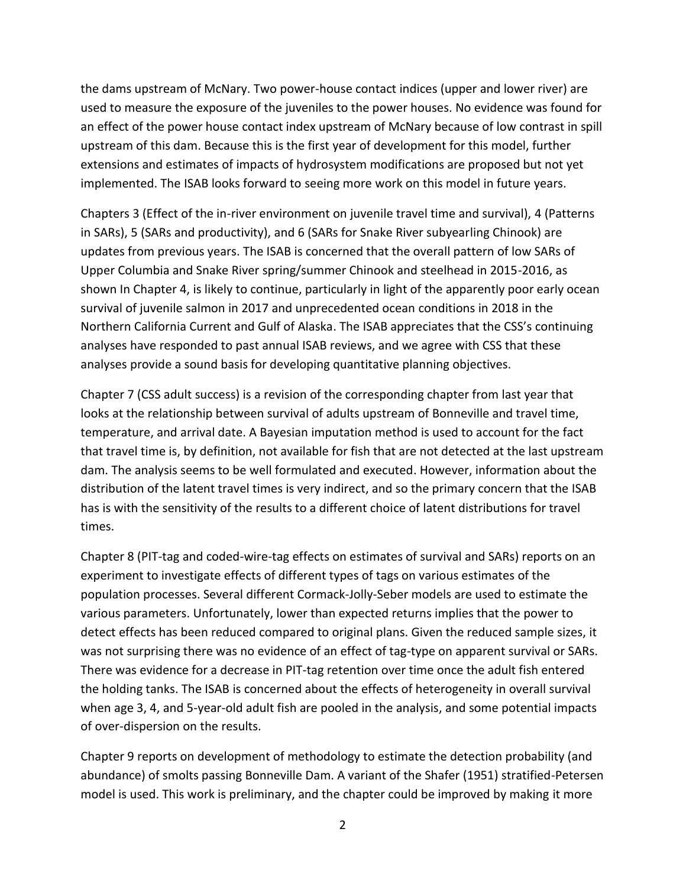the dams upstream of McNary. Two power-house contact indices (upper and lower river) are used to measure the exposure of the juveniles to the power houses. No evidence was found for an effect of the power house contact index upstream of McNary because of low contrast in spill upstream of this dam. Because this is the first year of development for this model, further extensions and estimates of impacts of hydrosystem modifications are proposed but not yet implemented. The ISAB looks forward to seeing more work on this model in future years.

Chapters 3 (Effect of the in-river environment on juvenile travel time and survival), 4 (Patterns in SARs), 5 (SARs and productivity), and 6 (SARs for Snake River subyearling Chinook) are updates from previous years. The ISAB is concerned that the overall pattern of low SARs of Upper Columbia and Snake River spring/summer Chinook and steelhead in 2015-2016, as shown In Chapter 4, is likely to continue, particularly in light of the apparently poor early ocean survival of juvenile salmon in 2017 and unprecedented ocean conditions in 2018 in the Northern California Current and Gulf of Alaska. The ISAB appreciates that the CSS's continuing analyses have responded to past annual ISAB reviews, and we agree with CSS that these analyses provide a sound basis for developing quantitative planning objectives.

Chapter 7 (CSS adult success) is a revision of the corresponding chapter from last year that looks at the relationship between survival of adults upstream of Bonneville and travel time, temperature, and arrival date. A Bayesian imputation method is used to account for the fact that travel time is, by definition, not available for fish that are not detected at the last upstream dam. The analysis seems to be well formulated and executed. However, information about the distribution of the latent travel times is very indirect, and so the primary concern that the ISAB has is with the sensitivity of the results to a different choice of latent distributions for travel times.

Chapter 8 (PIT-tag and coded-wire-tag effects on estimates of survival and SARs) reports on an experiment to investigate effects of different types of tags on various estimates of the population processes. Several different Cormack-Jolly-Seber models are used to estimate the various parameters. Unfortunately, lower than expected returns implies that the power to detect effects has been reduced compared to original plans. Given the reduced sample sizes, it was not surprising there was no evidence of an effect of tag-type on apparent survival or SARs. There was evidence for a decrease in PIT-tag retention over time once the adult fish entered the holding tanks. The ISAB is concerned about the effects of heterogeneity in overall survival when age 3, 4, and 5-year-old adult fish are pooled in the analysis, and some potential impacts of over-dispersion on the results.

Chapter 9 reports on development of methodology to estimate the detection probability (and abundance) of smolts passing Bonneville Dam. A variant of the Shafer (1951) stratified-Petersen model is used. This work is preliminary, and the chapter could be improved by making it more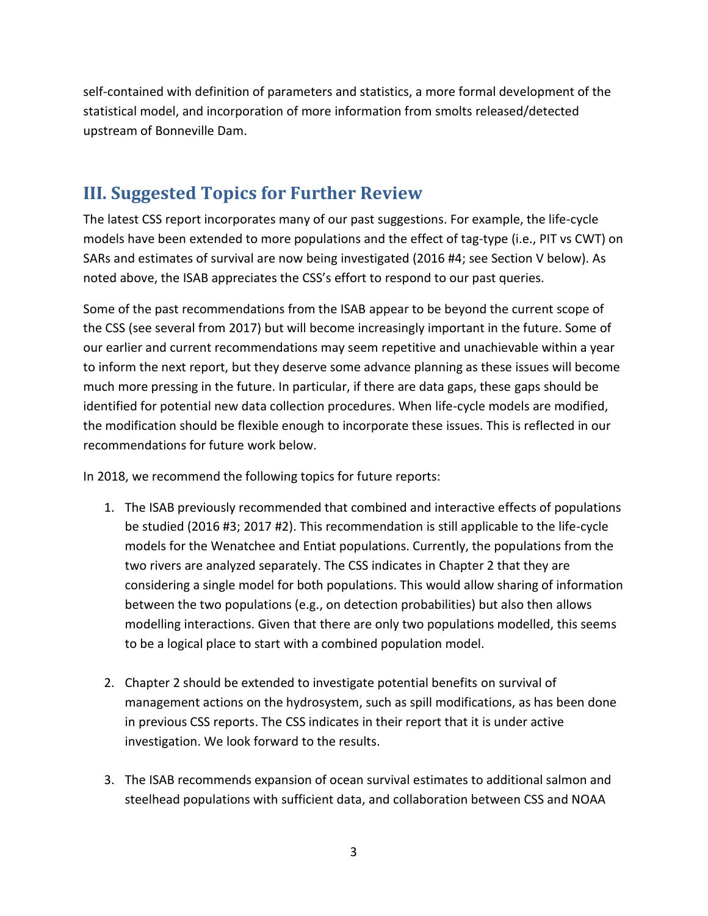self-contained with definition of parameters and statistics, a more formal development of the statistical model, and incorporation of more information from smolts released/detected upstream of Bonneville Dam.

## III. Suggested Topics for Further Review

The latest CSS report incorporates many of our past suggestions. For example, the life-cycle models have been extended to more populations and the effect of tag-type (i.e., PIT vs CWT) on SARs and estimates of survival are now being investigated (2016 #4; see Section V below). As noted above, the ISAB appreciates the CSS's effort to respond to our past queries.

Some of the past recommendations from the ISAB appear to be beyond the current scope of the CSS (see several from 2017) but will become increasingly important in the future. Some of our earlier and current recommendations may seem repetitive and unachievable within a year to inform the next report, but they deserve some advance planning as these issues will become much more pressing in the future. In particular, if there are data gaps, these gaps should be identified for potential new data collection procedures. When life-cycle models are modified, the modification should be flexible enough to incorporate these issues. This is reflected in our recommendations for future work below.

In 2018, we recommend the following topics for future reports:

1. The ISAB previously recommended that combined and interactive effects of populations be studied (2016 #3; 2017 #2). This recommendation is still applicable to the life-cycle models for the Wenatchee and Entiat populations. Currently, the populations from the two rivers are analyzed separately. The CSS indicates in Chapter 2 that they are considering a single model for both populations. This would allow sharing of information between the two populations (e.g., on detection probabilities) but also then allows modelling interactions. Given that there are only two populations modelled, this seems to be a logical place to start with a combined population model.

2. Chapter 2 should be extended to investigate potential benefits on survival of management actions on the hydrosystem, such as spill modifications, as has been done in previous CSS reports. The CSS indicates in their report that it is under active investigation. We look forward to the results.

3. The ISAB recommends expansion of ocean survival estimates to additional salmon and steelhead populations with sufficient data, and collaboration between CSS and NOAA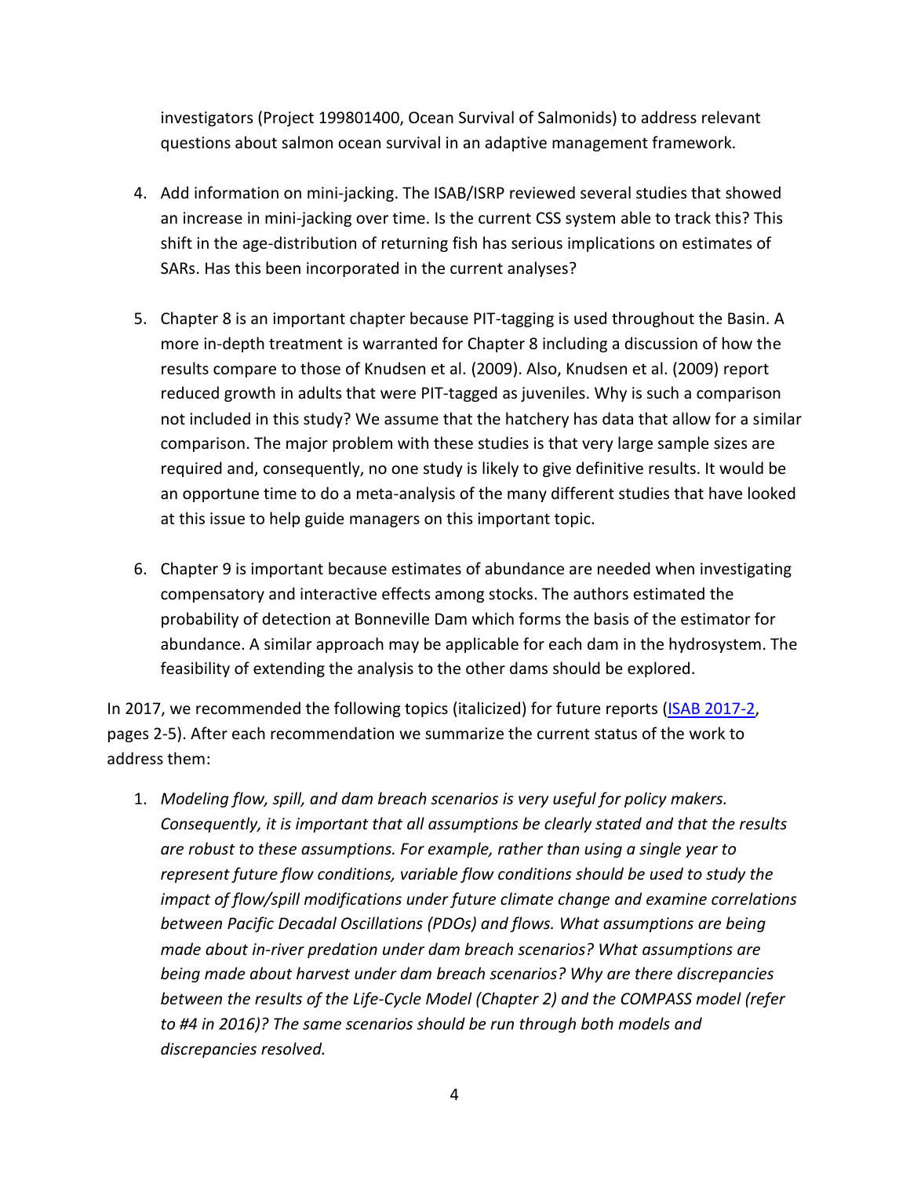investigators (Project 199801400, Ocean Survival of Salmonids) to address relevant questions about salmon ocean survival in an adaptive management framework.

4. Add information on mini-jacking. The ISAB/ISRP reviewed several studies that showed an increase in mini-jacking over time. Is the current CSS system able to track this? This shift in the age-distribution of returning fish has serious implications on estimates of SARs. Has this been incorporated in the current analyses?

5. Chapter 8 is an important chapter because PIT-tagging is used throughout the Basin. A more in-depth treatment is warranted for Chapter 8 including a discussion of how the results compare to those of Knudsen et al. (2009). Also, Knudsen et al. (2009) report reduced growth in adults that were PIT-tagged as juveniles. Why is such a comparison not included in this study? We assume that the hatchery has data that allow for a similar comparison. The major problem with these studies is that very large sample sizes are required and, consequently, no one study is likely to give definitive results. It would be an opportune time to do a meta-analysis of the many different studies that have looked at this issue to help guide managers on this important topic.

6. Chapter 9 is important because estimates of abundance are needed when investigating compensatory and interactive effects among stocks. The authors estimated the probability of detection at Bonneville Dam which forms the basis of the estimator for abundance. A similar approach may be applicable for each dam in the hydrosystem. The feasibility of extending the analysis to the other dams should be explored.

In 2017, we recommended the following topics (italicized) for future reports (ISAB 2017-2, pages 2-5). After each recommendation we summarize the current status of the work to address them:

1. *Modeling flow, spill, and dam breach scenarios is very useful for policy makers. Consequently, it is important that all assumptions be clearly stated and that the results are robust to these assumptions. For example, rather than using a single year to represent future flow conditions, variable flow conditions should be used to study the impact of flow/spill modifications under future climate change and examine correlations between Pacific Decadal Oscillations (PDOs) and flows. What assumptions are being made about in-river predation under dam breach scenarios? What assumptions are being made about harvest under dam breach scenarios? Why are there discrepancies between the results of the Life-Cycle Model (Chapter 2) and the COMPASS model (refer to #4 in 2016)? The same scenarios should be run through both models and discrepancies resolved.*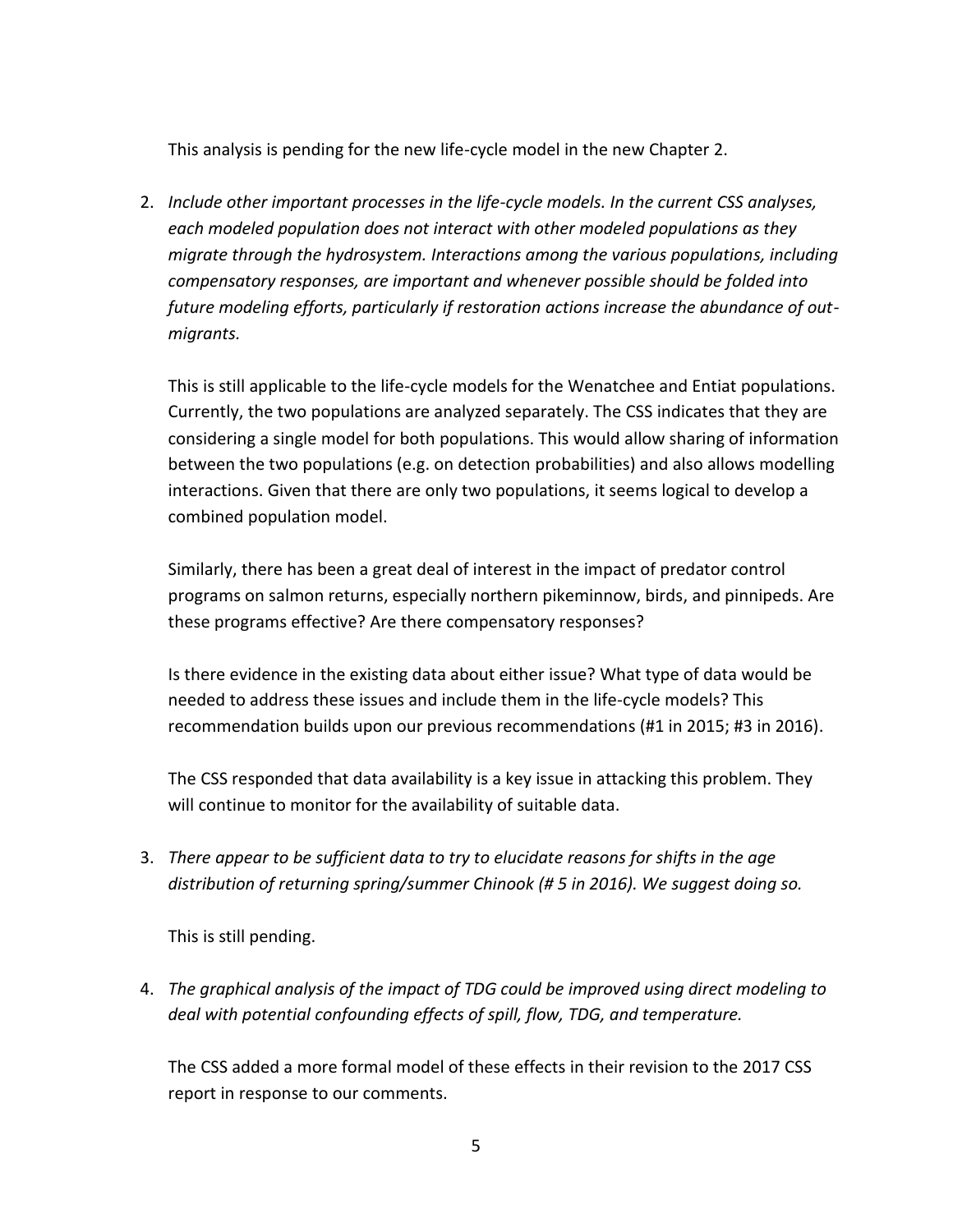This analysis is pending for the new life-cycle model in the new Chapter 2.

2. *Include other important processes in the life-cycle models. In the current CSS analyses, each modeled population does not interact with other modeled populations as they migrate through the hydrosystem. Interactions among the various populations, including compensatory responses, are important and whenever possible should be folded into future modeling efforts, particularly if restoration actions increase the abundance of out-migrants.*

   This is still applicable to the life-cycle models for the Wenatchee and Entiat populations. Currently, the two populations are analyzed separately. The CSS indicates that they are considering a single model for both populations. This would allow sharing of information between the two populations (e.g. on detection probabilities) and also allows modelling interactions. Given that there are only two populations, it seems logical to develop a combined population model.

   Similarly, there has been a great deal of interest in the impact of predator control programs on salmon returns, especially northern pikeminnow, birds, and pinnipeds. Are these programs effective? Are there compensatory responses?

   Is there evidence in the existing data about either issue? What type of data would be needed to address these issues and include them in the life-cycle models? This recommendation builds upon our previous recommendations (#1 in 2015; #3 in 2016).

   The CSS responded that data availability is a key issue in attacking this problem. They will continue to monitor for the availability of suitable data.

3. *There appear to be sufficient data to try to elucidate reasons for shifts in the age distribution of returning spring/summer Chinook (# 5 in 2016). We suggest doing so.*

   This is still pending.

4. *The graphical analysis of the impact of TDG could be improved using direct modeling to deal with potential confounding effects of spill, flow, TDG, and temperature.*

   The CSS added a more formal model of these effects in their revision to the 2017 CSS report in response to our comments.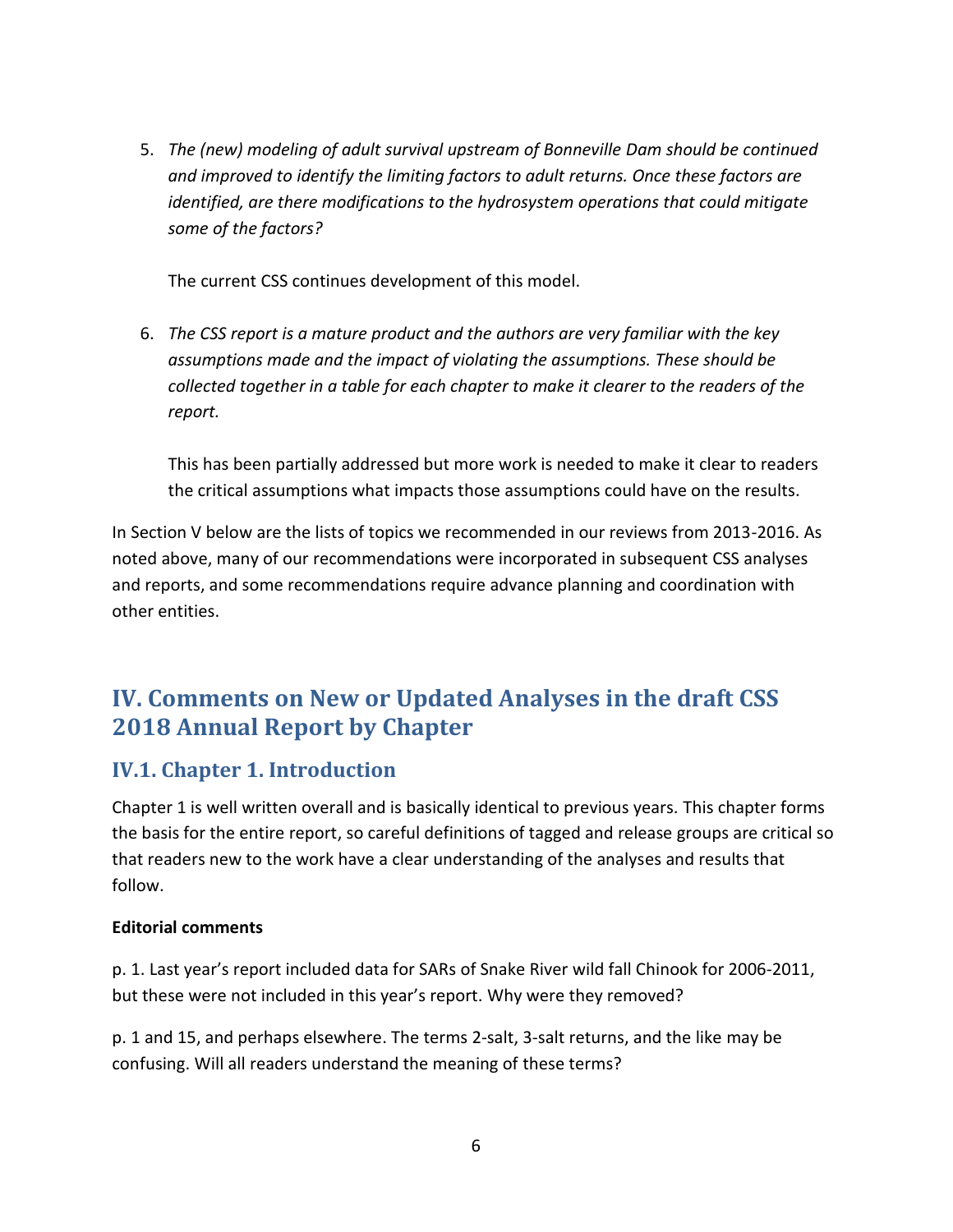5. *The (new) modeling of adult survival upstream of Bonneville Dam should be continued and improved to identify the limiting factors to adult returns. Once these factors are identified, are there modifications to the hydrosystem operations that could mitigate some of the factors?*

   The current CSS continues development of this model.

6. *The CSS report is a mature product and the authors are very familiar with the key assumptions made and the impact of violating the assumptions. These should be collected together in a table for each chapter to make it clearer to the readers of the report.*

   This has been partially addressed but more work is needed to make it clear to readers the critical assumptions what impacts those assumptions could have on the results.

In Section V below are the lists of topics we recommended in our reviews from 2013-2016. As noted above, many of our recommendations were incorporated in subsequent CSS analyses and reports, and some recommendations require advance planning and coordination with other entities.

# IV. Comments on New or Updated Analyses in the draft CSS 2018 Annual Report by Chapter

## IV.1. Chapter 1. Introduction

Chapter 1 is well written overall and is basically identical to previous years. This chapter forms the basis for the entire report, so careful definitions of tagged and release groups are critical so that readers new to the work have a clear understanding of the analyses and results that follow.

**Editorial comments**

p. 1. Last year's report included data for SARs of Snake River wild fall Chinook for 2006-2011, but these were not included in this year's report. Why were they removed?

p. 1 and 15, and perhaps elsewhere. The terms 2-salt, 3-salt returns, and the like may be confusing. Will all readers understand the meaning of these terms?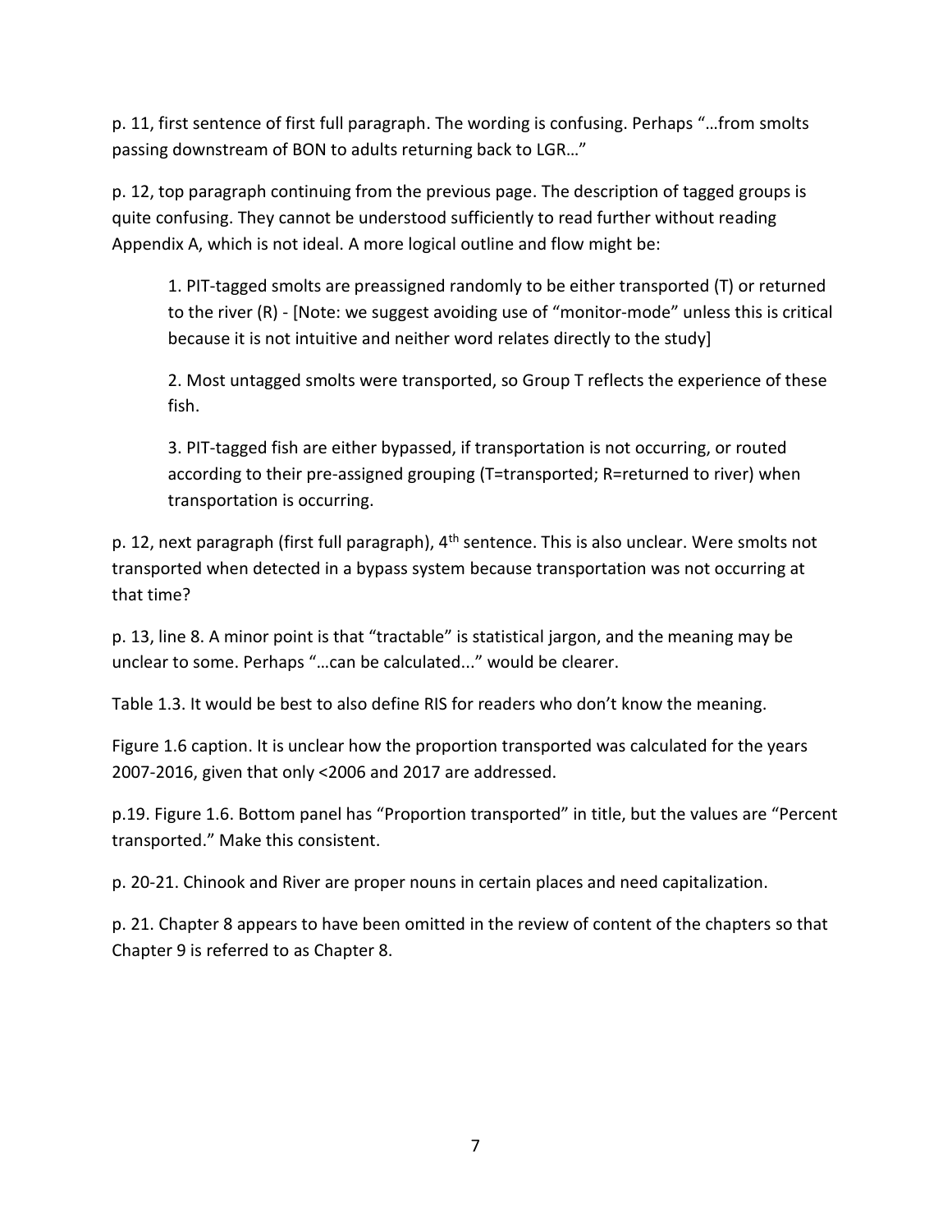p. 11, first sentence of first full paragraph. The wording is confusing. Perhaps "…from smolts passing downstream of BON to adults returning back to LGR…"

p. 12, top paragraph continuing from the previous page. The description of tagged groups is quite confusing. They cannot be understood sufficiently to read further without reading Appendix A, which is not ideal. A more logical outline and flow might be:

> 1. PIT-tagged smolts are preassigned randomly to be either transported (T) or returned to the river (R) - [Note: we suggest avoiding use of "monitor-mode" unless this is critical because it is not intuitive and neither word relates directly to the study]
>
> 2. Most untagged smolts were transported, so Group T reflects the experience of these fish.
>
> 3. PIT-tagged fish are either bypassed, if transportation is not occurring, or routed according to their pre-assigned grouping (T=transported; R=returned to river) when transportation is occurring.

p. 12, next paragraph (first full paragraph), 4th sentence. This is also unclear. Were smolts not transported when detected in a bypass system because transportation was not occurring at that time?

p. 13, line 8. A minor point is that "tractable" is statistical jargon, and the meaning may be unclear to some. Perhaps "…can be calculated..." would be clearer.

Table 1.3. It would be best to also define RIS for readers who don't know the meaning.

Figure 1.6 caption. It is unclear how the proportion transported was calculated for the years 2007-2016, given that only <2006 and 2017 are addressed.

p.19. Figure 1.6. Bottom panel has "Proportion transported" in title, but the values are "Percent transported." Make this consistent.

p. 20-21. Chinook and River are proper nouns in certain places and need capitalization.

p. 21. Chapter 8 appears to have been omitted in the review of content of the chapters so that Chapter 9 is referred to as Chapter 8.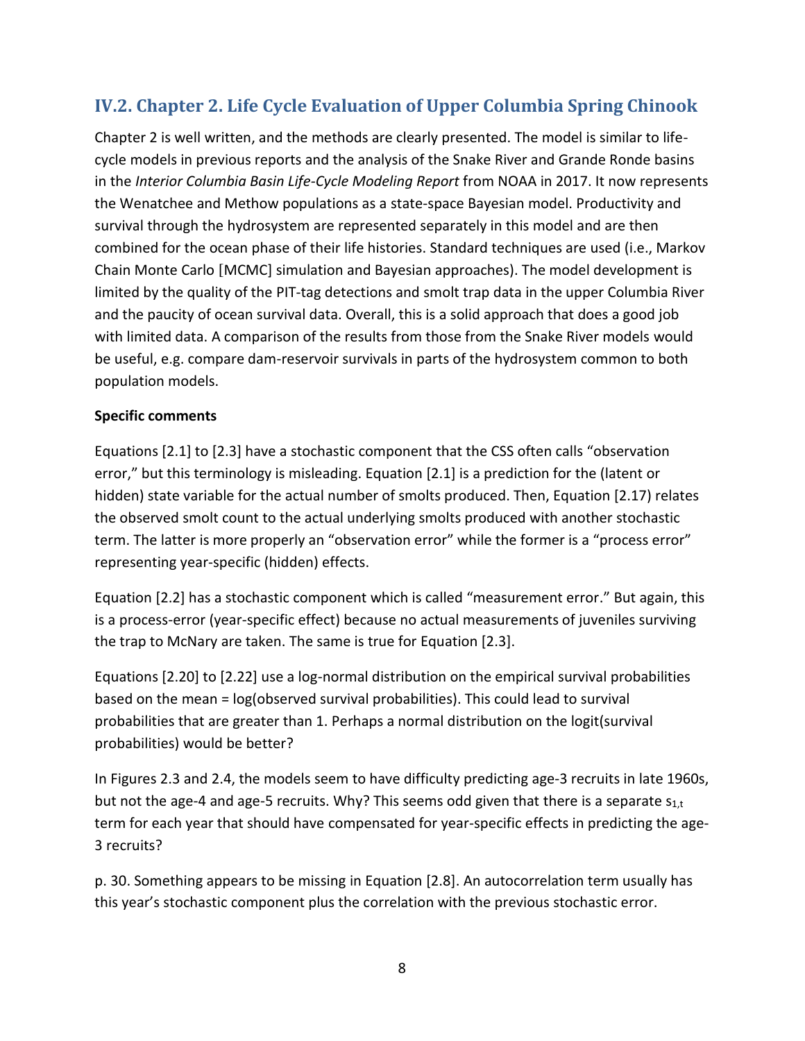## IV.2. Chapter 2. Life Cycle Evaluation of Upper Columbia Spring Chinook

Chapter 2 is well written, and the methods are clearly presented. The model is similar to life-cycle models in previous reports and the analysis of the Snake River and Grande Ronde basins in the *Interior Columbia Basin Life-Cycle Modeling Report* from NOAA in 2017. It now represents the Wenatchee and Methow populations as a state-space Bayesian model. Productivity and survival through the hydrosystem are represented separately in this model and are then combined for the ocean phase of their life histories. Standard techniques are used (i.e., Markov Chain Monte Carlo [MCMC] simulation and Bayesian approaches). The model development is limited by the quality of the PIT-tag detections and smolt trap data in the upper Columbia River and the paucity of ocean survival data. Overall, this is a solid approach that does a good job with limited data. A comparison of the results from those from the Snake River models would be useful, e.g. compare dam-reservoir survivals in parts of the hydrosystem common to both population models.

**Specific comments**

Equations [2.1] to [2.3] have a stochastic component that the CSS often calls "observation error," but this terminology is misleading. Equation [2.1] is a prediction for the (latent or hidden) state variable for the actual number of smolts produced. Then, Equation [2.17] relates the observed smolt count to the actual underlying smolts produced with another stochastic term. The latter is more properly an "observation error" while the former is a "process error" representing year-specific (hidden) effects.

Equation [2.2] has a stochastic component which is called "measurement error." But again, this is a process-error (year-specific effect) because no actual measurements of juveniles surviving the trap to McNary are taken. The same is true for Equation [2.3].

Equations [2.20] to [2.22] use a log-normal distribution on the empirical survival probabilities based on the mean = log(observed survival probabilities). This could lead to survival probabilities that are greater than 1. Perhaps a normal distribution on the logit(survival probabilities) would be better?

In Figures 2.3 and 2.4, the models seem to have difficulty predicting age-3 recruits in late 1960s, but not the age-4 and age-5 recruits. Why? This seems odd given that there is a separate $s_{1,t}$ term for each year that should have compensated for year-specific effects in predicting the age-3 recruits?

p. 30. Something appears to be missing in Equation [2.8]. An autocorrelation term usually has this year's stochastic component plus the correlation with the previous stochastic error.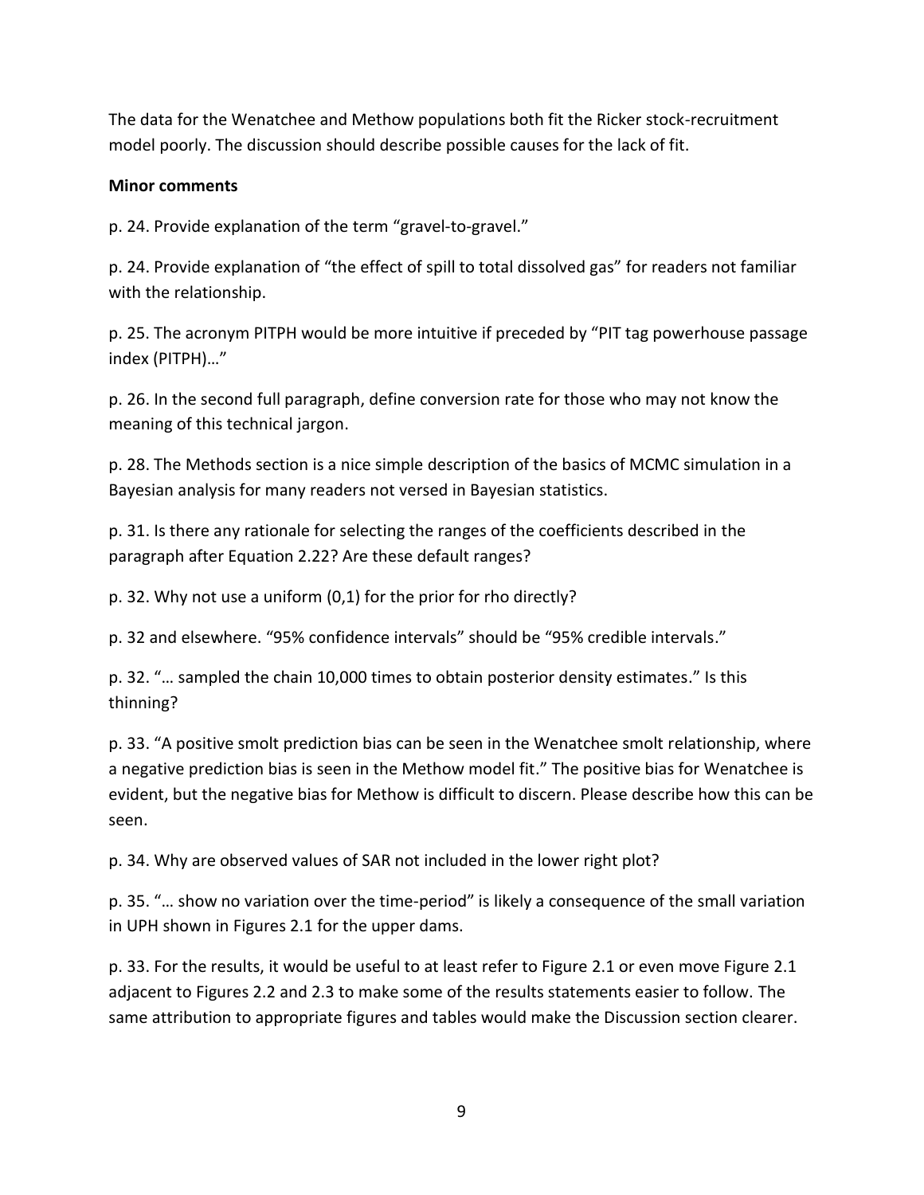The data for the Wenatchee and Methow populations both fit the Ricker stock-recruitment model poorly. The discussion should describe possible causes for the lack of fit.

**Minor comments**

p. 24. Provide explanation of the term “gravel-to-gravel.”

p. 24. Provide explanation of “the effect of spill to total dissolved gas” for readers not familiar with the relationship.

p. 25. The acronym PITPH would be more intuitive if preceded by “PIT tag powerhouse passage index (PITPH)…”

p. 26. In the second full paragraph, define conversion rate for those who may not know the meaning of this technical jargon.

p. 28. The Methods section is a nice simple description of the basics of MCMC simulation in a Bayesian analysis for many readers not versed in Bayesian statistics.

p. 31. Is there any rationale for selecting the ranges of the coefficients described in the paragraph after Equation 2.22? Are these default ranges?

p. 32. Why not use a uniform (0,1) for the prior for rho directly?

p. 32 and elsewhere. “95% confidence intervals” should be “95% credible intervals.”

p. 32. “… sampled the chain 10,000 times to obtain posterior density estimates.” Is this thinning?

p. 33. “A positive smolt prediction bias can be seen in the Wenatchee smolt relationship, where a negative prediction bias is seen in the Methow model fit.” The positive bias for Wenatchee is evident, but the negative bias for Methow is difficult to discern. Please describe how this can be seen.

p. 34. Why are observed values of SAR not included in the lower right plot?

p. 35. “… show no variation over the time-period” is likely a consequence of the small variation in UPH shown in Figures 2.1 for the upper dams.

p. 33. For the results, it would be useful to at least refer to Figure 2.1 or even move Figure 2.1 adjacent to Figures 2.2 and 2.3 to make some of the results statements easier to follow. The same attribution to appropriate figures and tables would make the Discussion section clearer.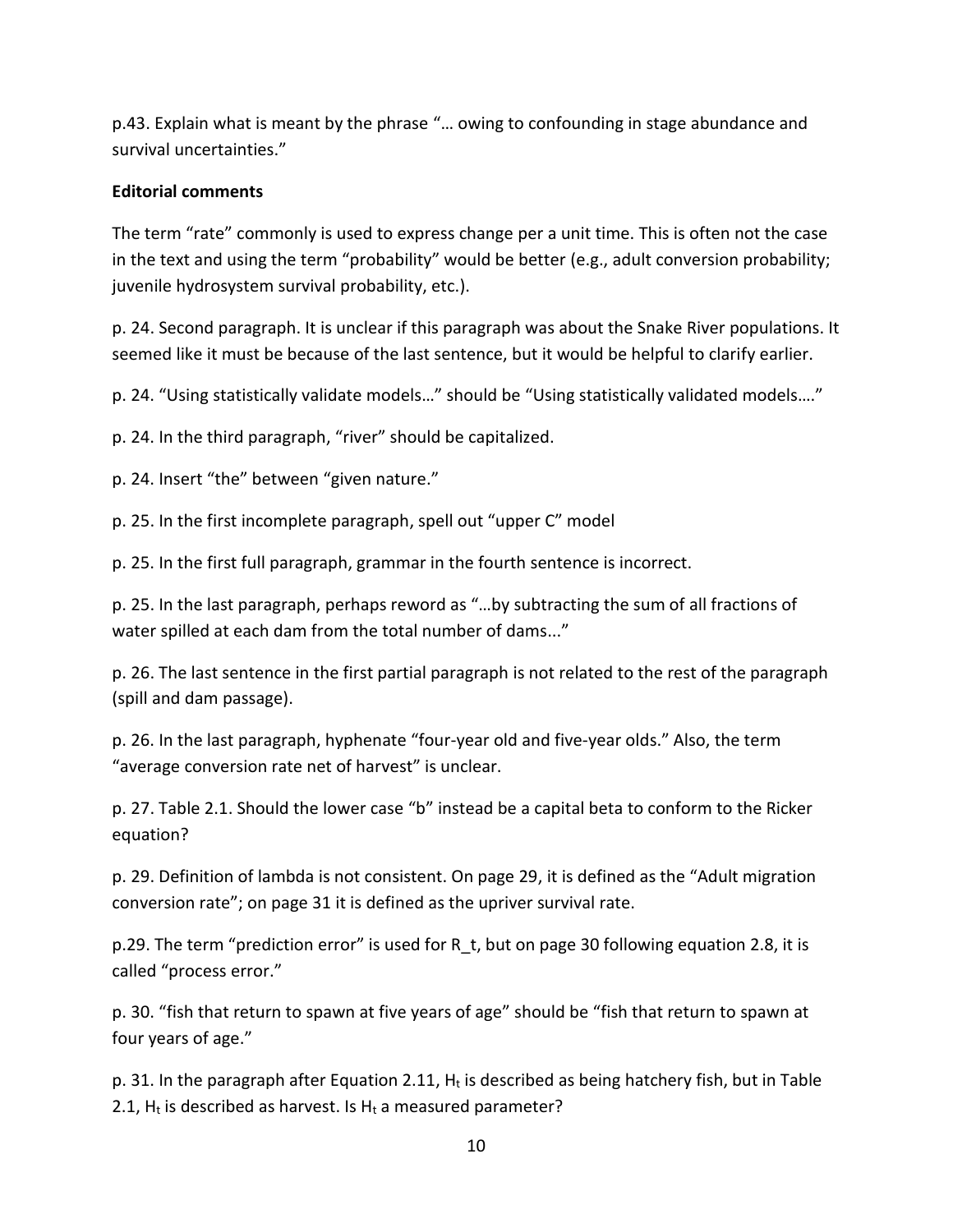p.43. Explain what is meant by the phrase "… owing to confounding in stage abundance and survival uncertainties."

**Editorial comments**

The term "rate" commonly is used to express change per a unit time. This is often not the case in the text and using the term "probability" would be better (e.g., adult conversion probability; juvenile hydrosystem survival probability, etc.).

p. 24. Second paragraph. It is unclear if this paragraph was about the Snake River populations. It seemed like it must be because of the last sentence, but it would be helpful to clarify earlier.

p. 24. "Using statistically validate models…" should be "Using statistically validated models…."

p. 24. In the third paragraph, "river" should be capitalized.

p. 24. Insert "the" between "given nature."

p. 25. In the first incomplete paragraph, spell out "upper C" model

p. 25. In the first full paragraph, grammar in the fourth sentence is incorrect.

p. 25. In the last paragraph, perhaps reword as "…by subtracting the sum of all fractions of water spilled at each dam from the total number of dams..."

p. 26. The last sentence in the first partial paragraph is not related to the rest of the paragraph (spill and dam passage).

p. 26. In the last paragraph, hyphenate "four-year old and five-year olds." Also, the term "average conversion rate net of harvest" is unclear.

p. 27. Table 2.1. Should the lower case "b" instead be a capital beta to conform to the Ricker equation?

p. 29. Definition of lambda is not consistent. On page 29, it is defined as the "Adult migration conversion rate"; on page 31 it is defined as the upriver survival rate.

p.29. The term "prediction error" is used for R_t, but on page 30 following equation 2.8, it is called "process error."

p. 30. "fish that return to spawn at five years of age" should be "fish that return to spawn at four years of age."

p. 31. In the paragraph after Equation 2.11, $H_t$ is described as being hatchery fish, but in Table 2.1, $H_t$ is described as harvest. Is $H_t$ a measured parameter?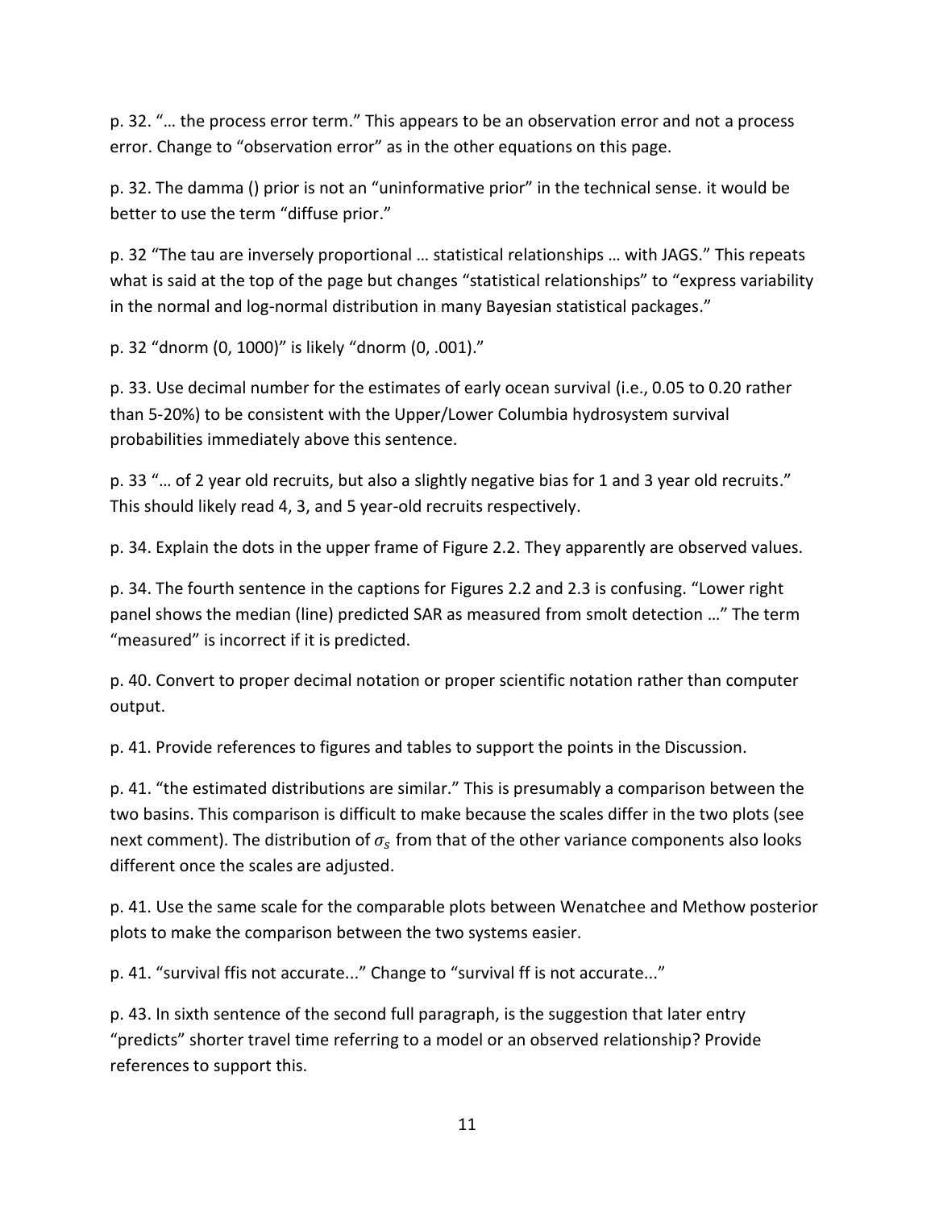p. 32. "… the process error term." This appears to be an observation error and not a process error. Change to "observation error" as in the other equations on this page.

p. 32. The damma () prior is not an "uninformative prior" in the technical sense. it would be better to use the term "diffuse prior."

p. 32 "The tau are inversely proportional … statistical relationships … with JAGS." This repeats what is said at the top of the page but changes "statistical relationships" to "express variability in the normal and log-normal distribution in many Bayesian statistical packages."

p. 32 "dnorm (0, 1000)" is likely "dnorm (0, .001)."

p. 33. Use decimal number for the estimates of early ocean survival (i.e., 0.05 to 0.20 rather than 5-20%) to be consistent with the Upper/Lower Columbia hydrosystem survival probabilities immediately above this sentence.

p. 33 "… of 2 year old recruits, but also a slightly negative bias for 1 and 3 year old recruits." This should likely read 4, 3, and 5 year-old recruits respectively.

p. 34. Explain the dots in the upper frame of Figure 2.2. They apparently are observed values.

p. 34. The fourth sentence in the captions for Figures 2.2 and 2.3 is confusing. "Lower right panel shows the median (line) predicted SAR as measured from smolt detection …" The term "measured" is incorrect if it is predicted.

p. 40. Convert to proper decimal notation or proper scientific notation rather than computer output.

p. 41. Provide references to figures and tables to support the points in the Discussion.

p. 41. "the estimated distributions are similar." This is presumably a comparison between the two basins. This comparison is difficult to make because the scales differ in the two plots (see next comment). The distribution of $\sigma_s$ from that of the other variance components also looks different once the scales are adjusted.

p. 41. Use the same scale for the comparable plots between Wenatchee and Methow posterior plots to make the comparison between the two systems easier.

p. 41. "survival ffis not accurate..." Change to "survival ff is not accurate..."

p. 43. In sixth sentence of the second full paragraph, is the suggestion that later entry "predicts" shorter travel time referring to a model or an observed relationship? Provide references to support this.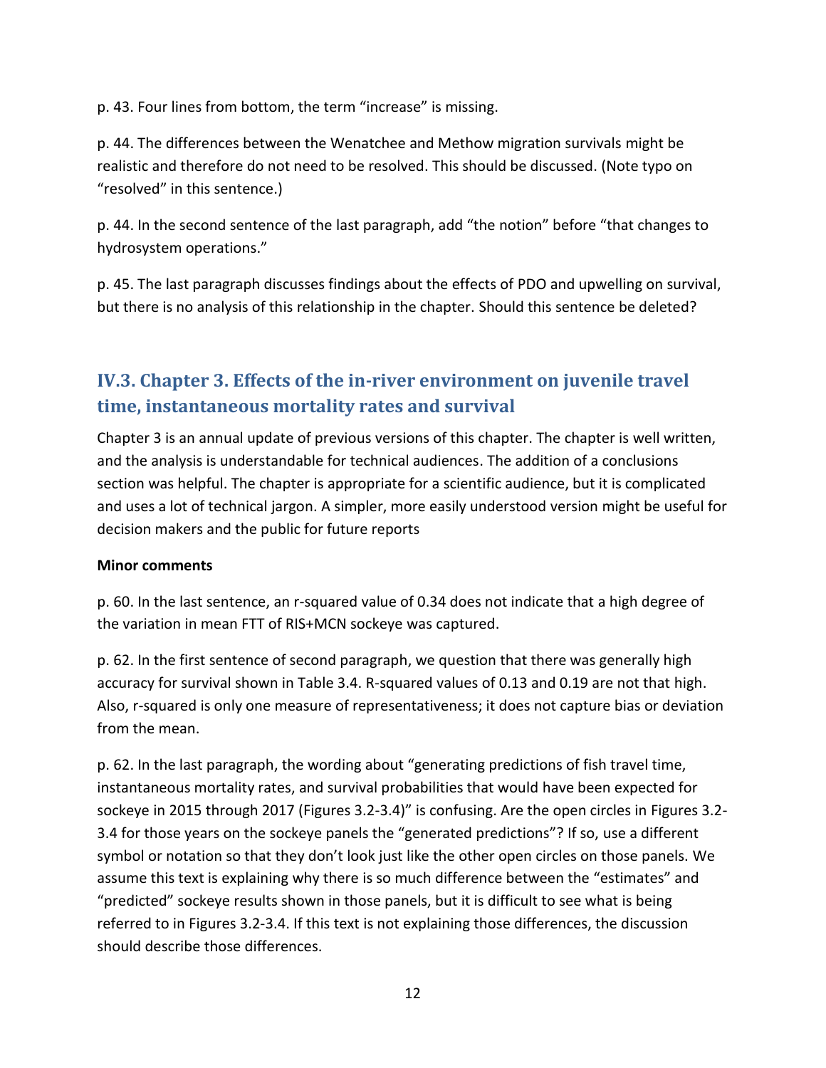p. 43. Four lines from bottom, the term "increase" is missing.

p. 44. The differences between the Wenatchee and Methow migration survivals might be realistic and therefore do not need to be resolved. This should be discussed. (Note typo on "resolved" in this sentence.)

p. 44. In the second sentence of the last paragraph, add "the notion" before "that changes to hydrosystem operations."

p. 45. The last paragraph discusses findings about the effects of PDO and upwelling on survival, but there is no analysis of this relationship in the chapter. Should this sentence be deleted?

## IV.3. Chapter 3. Effects of the in-river environment on juvenile travel time, instantaneous mortality rates and survival

Chapter 3 is an annual update of previous versions of this chapter. The chapter is well written, and the analysis is understandable for technical audiences. The addition of a conclusions section was helpful. The chapter is appropriate for a scientific audience, but it is complicated and uses a lot of technical jargon. A simpler, more easily understood version might be useful for decision makers and the public for future reports

**Minor comments**

p. 60. In the last sentence, an r-squared value of 0.34 does not indicate that a high degree of the variation in mean FTT of RIS+MCN sockeye was captured.

p. 62. In the first sentence of second paragraph, we question that there was generally high accuracy for survival shown in Table 3.4. R-squared values of 0.13 and 0.19 are not that high. Also, r-squared is only one measure of representativeness; it does not capture bias or deviation from the mean.

p. 62. In the last paragraph, the wording about "generating predictions of fish travel time, instantaneous mortality rates, and survival probabilities that would have been expected for sockeye in 2015 through 2017 (Figures 3.2-3.4)" is confusing. Are the open circles in Figures 3.2-3.4 for those years on the sockeye panels the "generated predictions"? If so, use a different symbol or notation so that they don't look just like the other open circles on those panels. We assume this text is explaining why there is so much difference between the "estimates" and "predicted" sockeye results shown in those panels, but it is difficult to see what is being referred to in Figures 3.2-3.4. If this text is not explaining those differences, the discussion should describe those differences.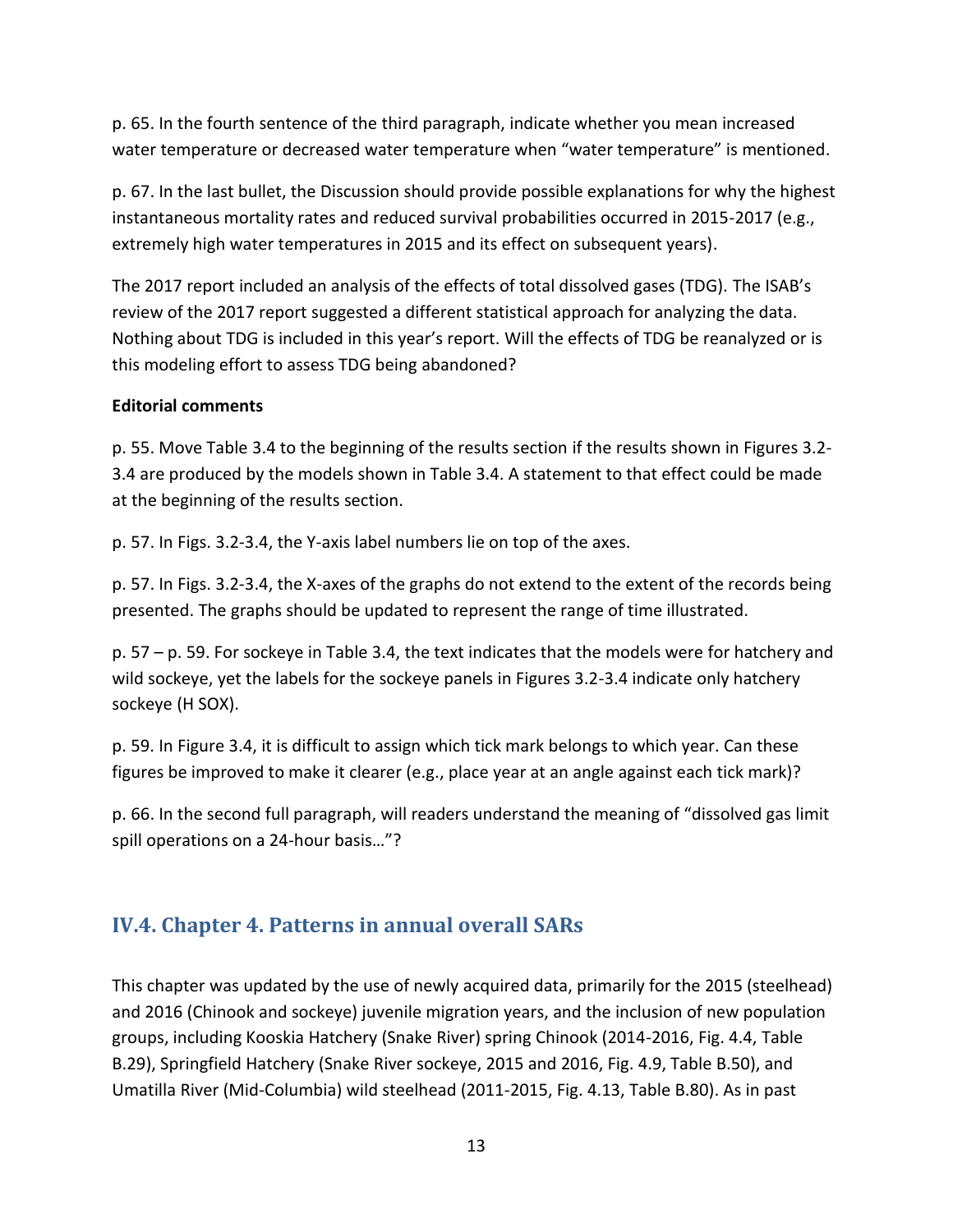p. 65. In the fourth sentence of the third paragraph, indicate whether you mean increased water temperature or decreased water temperature when "water temperature" is mentioned.

p. 67. In the last bullet, the Discussion should provide possible explanations for why the highest instantaneous mortality rates and reduced survival probabilities occurred in 2015-2017 (e.g., extremely high water temperatures in 2015 and its effect on subsequent years).

The 2017 report included an analysis of the effects of total dissolved gases (TDG). The ISAB's review of the 2017 report suggested a different statistical approach for analyzing the data. Nothing about TDG is included in this year's report. Will the effects of TDG be reanalyzed or is this modeling effort to assess TDG being abandoned?

**Editorial comments**

p. 55. Move Table 3.4 to the beginning of the results section if the results shown in Figures 3.2-3.4 are produced by the models shown in Table 3.4. A statement to that effect could be made at the beginning of the results section.

p. 57. In Figs. 3.2-3.4, the Y-axis label numbers lie on top of the axes.

p. 57. In Figs. 3.2-3.4, the X-axes of the graphs do not extend to the extent of the records being presented. The graphs should be updated to represent the range of time illustrated.

p. 57 – p. 59. For sockeye in Table 3.4, the text indicates that the models were for hatchery and wild sockeye, yet the labels for the sockeye panels in Figures 3.2-3.4 indicate only hatchery sockeye (H SOX).

p. 59. In Figure 3.4, it is difficult to assign which tick mark belongs to which year. Can these figures be improved to make it clearer (e.g., place year at an angle against each tick mark)?

p. 66. In the second full paragraph, will readers understand the meaning of "dissolved gas limit spill operations on a 24-hour basis…"?

## IV.4. Chapter 4. Patterns in annual overall SARs

This chapter was updated by the use of newly acquired data, primarily for the 2015 (steelhead) and 2016 (Chinook and sockeye) juvenile migration years, and the inclusion of new population groups, including Kooskia Hatchery (Snake River) spring Chinook (2014-2016, Fig. 4.4, Table B.29), Springfield Hatchery (Snake River sockeye, 2015 and 2016, Fig. 4.9, Table B.50), and Umatilla River (Mid-Columbia) wild steelhead (2011-2015, Fig. 4.13, Table B.80). As in past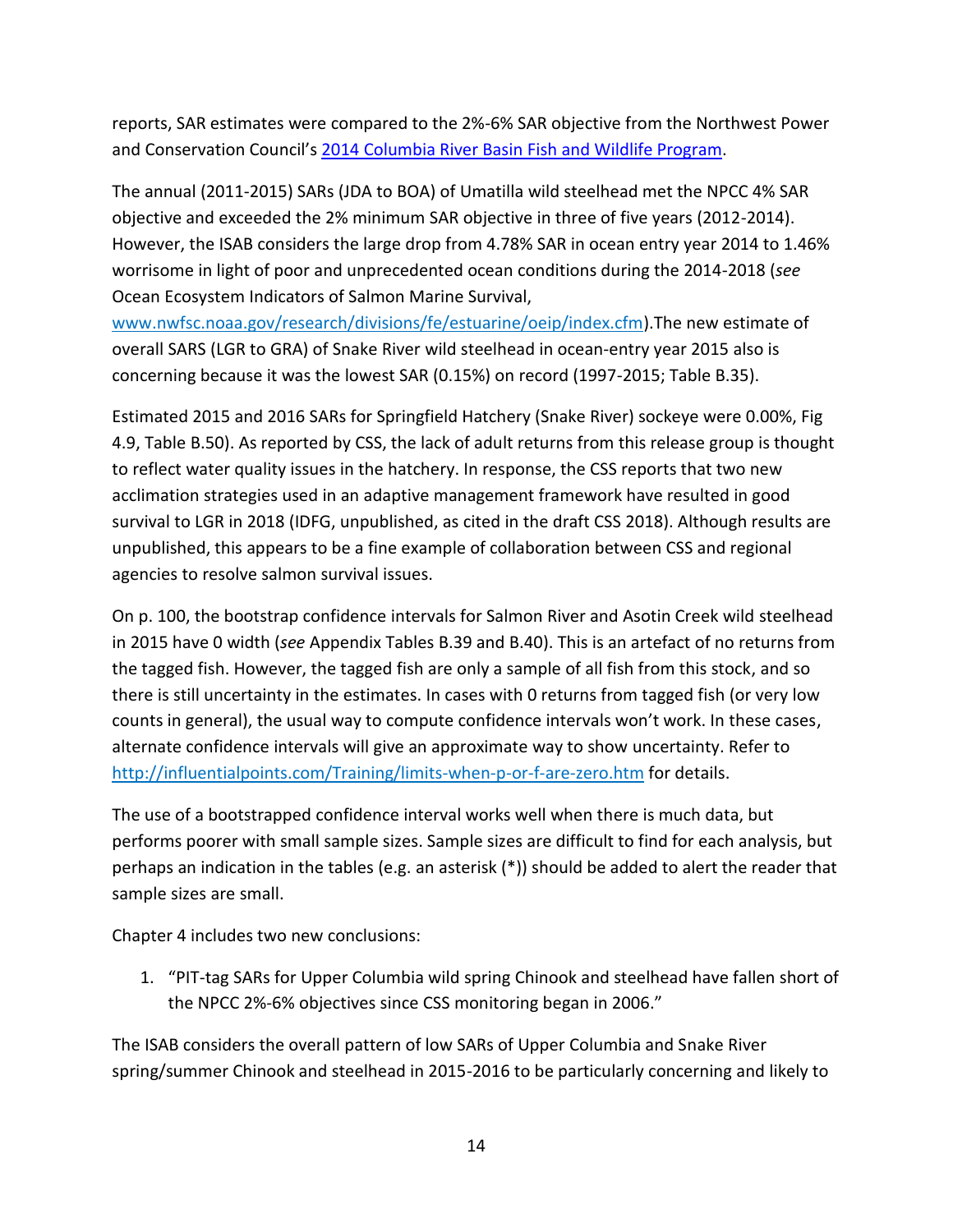reports, SAR estimates were compared to the 2%-6% SAR objective from the Northwest Power and Conservation Council's [2014 Columbia River Basin Fish and Wildlife Program](2014 Columbia River Basin Fish and Wildlife Program).

The annual (2011-2015) SARs (JDA to BOA) of Umatilla wild steelhead met the NPCC 4% SAR objective and exceeded the 2% minimum SAR objective in three of five years (2012-2014). However, the ISAB considers the large drop from 4.78% SAR in ocean entry year 2014 to 1.46% worrisome in light of poor and unprecedented ocean conditions during the 2014-2018 (*see* Ocean Ecosystem Indicators of Salmon Marine Survival, www.nwfsc.noaa.gov/research/divisions/fe/estuarine/oeip/index.cfm).The new estimate of overall SARS (LGR to GRA) of Snake River wild steelhead in ocean-entry year 2015 also is concerning because it was the lowest SAR (0.15%) on record (1997-2015; Table B.35).

Estimated 2015 and 2016 SARs for Springfield Hatchery (Snake River) sockeye were 0.00%, Fig 4.9, Table B.50). As reported by CSS, the lack of adult returns from this release group is thought to reflect water quality issues in the hatchery. In response, the CSS reports that two new acclimation strategies used in an adaptive management framework have resulted in good survival to LGR in 2018 (IDFG, unpublished, as cited in the draft CSS 2018). Although results are unpublished, this appears to be a fine example of collaboration between CSS and regional agencies to resolve salmon survival issues.

On p. 100, the bootstrap confidence intervals for Salmon River and Asotin Creek wild steelhead in 2015 have 0 width (*see* Appendix Tables B.39 and B.40). This is an artefact of no returns from the tagged fish. However, the tagged fish are only a sample of all fish from this stock, and so there is still uncertainty in the estimates. In cases with 0 returns from tagged fish (or very low counts in general), the usual way to compute confidence intervals won't work. In these cases, alternate confidence intervals will give an approximate way to show uncertainty. Refer to http://influentialpoints.com/Training/limits-when-p-or-f-are-zero.htm for details.

The use of a bootstrapped confidence interval works well when there is much data, but performs poorer with small sample sizes. Sample sizes are difficult to find for each analysis, but perhaps an indication in the tables (e.g. an asterisk (*)) should be added to alert the reader that sample sizes are small.

Chapter 4 includes two new conclusions:

1. "PIT-tag SARs for Upper Columbia wild spring Chinook and steelhead have fallen short of the NPCC 2%-6% objectives since CSS monitoring began in 2006."

The ISAB considers the overall pattern of low SARs of Upper Columbia and Snake River spring/summer Chinook and steelhead in 2015-2016 to be particularly concerning and likely to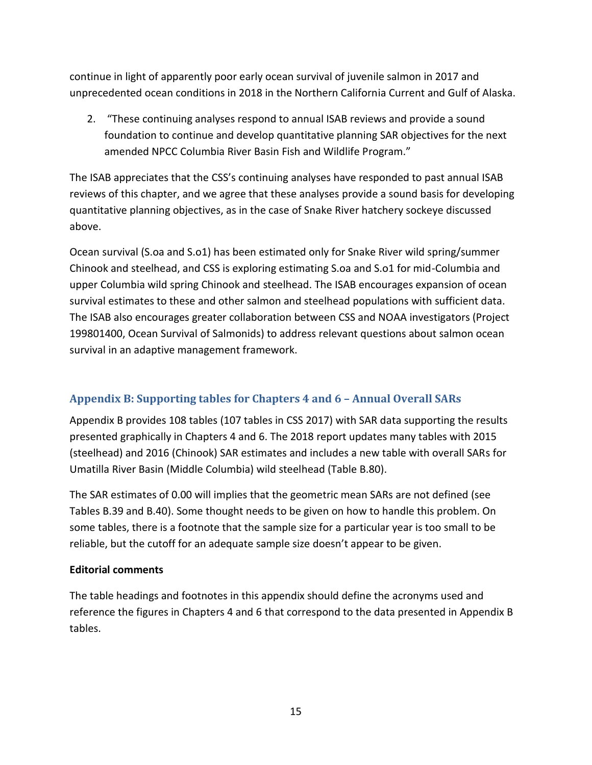continue in light of apparently poor early ocean survival of juvenile salmon in 2017 and unprecedented ocean conditions in 2018 in the Northern California Current and Gulf of Alaska.

2. "These continuing analyses respond to annual ISAB reviews and provide a sound foundation to continue and develop quantitative planning SAR objectives for the next amended NPCC Columbia River Basin Fish and Wildlife Program."

The ISAB appreciates that the CSS's continuing analyses have responded to past annual ISAB reviews of this chapter, and we agree that these analyses provide a sound basis for developing quantitative planning objectives, as in the case of Snake River hatchery sockeye discussed above.

Ocean survival (S.oa and S.o1) has been estimated only for Snake River wild spring/summer Chinook and steelhead, and CSS is exploring estimating S.oa and S.o1 for mid-Columbia and upper Columbia wild spring Chinook and steelhead. The ISAB encourages expansion of ocean survival estimates to these and other salmon and steelhead populations with sufficient data. The ISAB also encourages greater collaboration between CSS and NOAA investigators (Project 199801400, Ocean Survival of Salmonids) to address relevant questions about salmon ocean survival in an adaptive management framework.

## Appendix B: Supporting tables for Chapters 4 and 6 – Annual Overall SARs

Appendix B provides 108 tables (107 tables in CSS 2017) with SAR data supporting the results presented graphically in Chapters 4 and 6. The 2018 report updates many tables with 2015 (steelhead) and 2016 (Chinook) SAR estimates and includes a new table with overall SARs for Umatilla River Basin (Middle Columbia) wild steelhead (Table B.80).

The SAR estimates of 0.00 will implies that the geometric mean SARs are not defined (see Tables B.39 and B.40). Some thought needs to be given on how to handle this problem. On some tables, there is a footnote that the sample size for a particular year is too small to be reliable, but the cutoff for an adequate sample size doesn't appear to be given.

**Editorial comments**

The table headings and footnotes in this appendix should define the acronyms used and reference the figures in Chapters 4 and 6 that correspond to the data presented in Appendix B tables.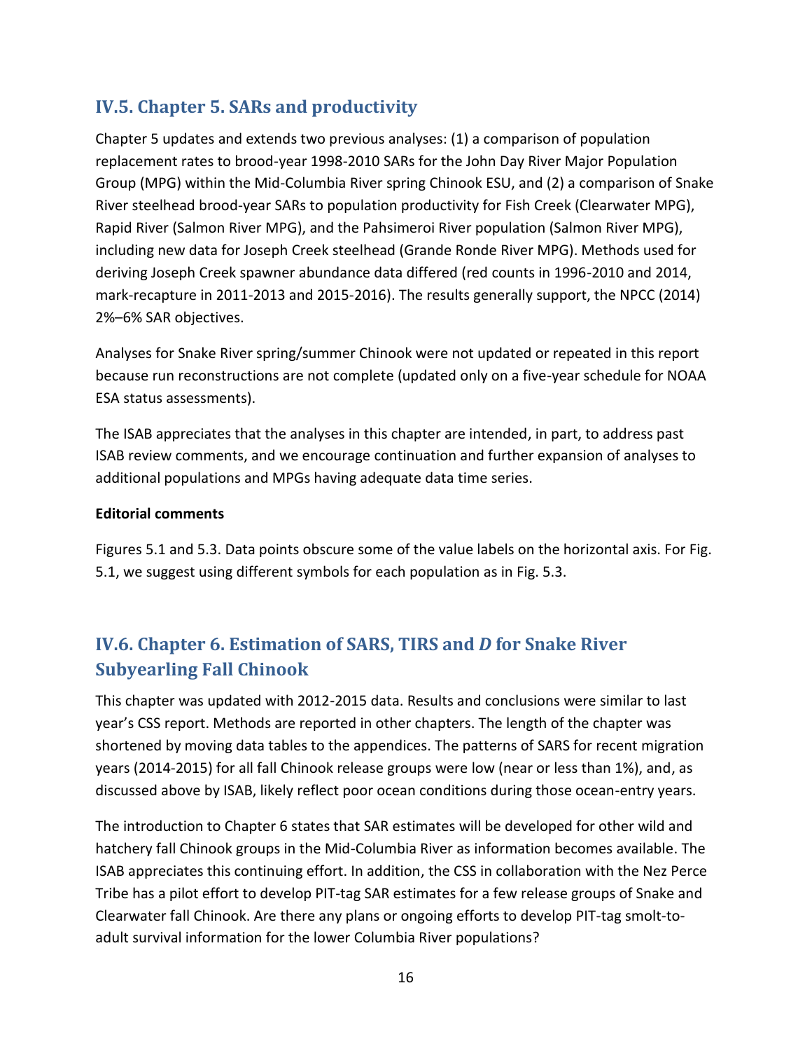## IV.5. Chapter 5. SARs and productivity

Chapter 5 updates and extends two previous analyses: (1) a comparison of population replacement rates to brood-year 1998-2010 SARs for the John Day River Major Population Group (MPG) within the Mid-Columbia River spring Chinook ESU, and (2) a comparison of Snake River steelhead brood-year SARs to population productivity for Fish Creek (Clearwater MPG), Rapid River (Salmon River MPG), and the Pahsimeroi River population (Salmon River MPG), including new data for Joseph Creek steelhead (Grande Ronde River MPG). Methods used for deriving Joseph Creek spawner abundance data differed (red counts in 1996-2010 and 2014, mark-recapture in 2011-2013 and 2015-2016). The results generally support, the NPCC (2014) 2%–6% SAR objectives.

Analyses for Snake River spring/summer Chinook were not updated or repeated in this report because run reconstructions are not complete (updated only on a five-year schedule for NOAA ESA status assessments).

The ISAB appreciates that the analyses in this chapter are intended, in part, to address past ISAB review comments, and we encourage continuation and further expansion of analyses to additional populations and MPGs having adequate data time series.

**Editorial comments**

Figures 5.1 and 5.3. Data points obscure some of the value labels on the horizontal axis. For Fig. 5.1, we suggest using different symbols for each population as in Fig. 5.3.

## IV.6. Chapter 6. Estimation of SARS, TIRS and *D* for Snake River Subyearling Fall Chinook

This chapter was updated with 2012-2015 data. Results and conclusions were similar to last year's CSS report. Methods are reported in other chapters. The length of the chapter was shortened by moving data tables to the appendices. The patterns of SARS for recent migration years (2014-2015) for all fall Chinook release groups were low (near or less than 1%), and, as discussed above by ISAB, likely reflect poor ocean conditions during those ocean-entry years.

The introduction to Chapter 6 states that SAR estimates will be developed for other wild and hatchery fall Chinook groups in the Mid-Columbia River as information becomes available. The ISAB appreciates this continuing effort. In addition, the CSS in collaboration with the Nez Perce Tribe has a pilot effort to develop PIT-tag SAR estimates for a few release groups of Snake and Clearwater fall Chinook. Are there any plans or ongoing efforts to develop PIT-tag smolt-to-adult survival information for the lower Columbia River populations?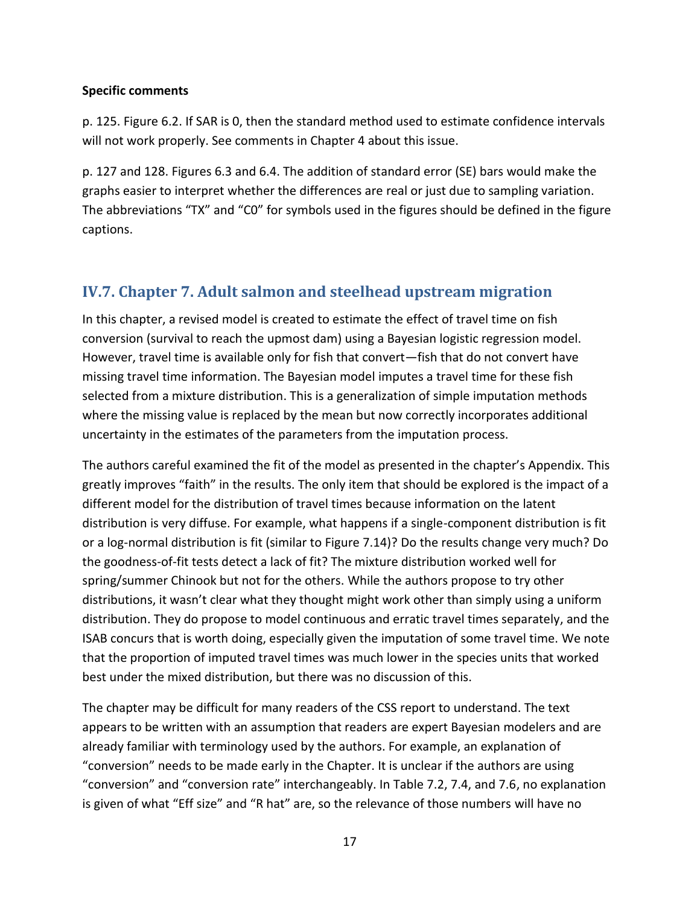**Specific comments**

p. 125. Figure 6.2. If SAR is 0, then the standard method used to estimate confidence intervals will not work properly. See comments in Chapter 4 about this issue.

p. 127 and 128. Figures 6.3 and 6.4. The addition of standard error (SE) bars would make the graphs easier to interpret whether the differences are real or just due to sampling variation. The abbreviations "TX" and "C0" for symbols used in the figures should be defined in the figure captions.

## IV.7. Chapter 7. Adult salmon and steelhead upstream migration

In this chapter, a revised model is created to estimate the effect of travel time on fish conversion (survival to reach the upmost dam) using a Bayesian logistic regression model. However, travel time is available only for fish that convert—fish that do not convert have missing travel time information. The Bayesian model imputes a travel time for these fish selected from a mixture distribution. This is a generalization of simple imputation methods where the missing value is replaced by the mean but now correctly incorporates additional uncertainty in the estimates of the parameters from the imputation process.

The authors careful examined the fit of the model as presented in the chapter's Appendix. This greatly improves "faith" in the results. The only item that should be explored is the impact of a different model for the distribution of travel times because information on the latent distribution is very diffuse. For example, what happens if a single-component distribution is fit or a log-normal distribution is fit (similar to Figure 7.14)? Do the results change very much? Do the goodness-of-fit tests detect a lack of fit? The mixture distribution worked well for spring/summer Chinook but not for the others. While the authors propose to try other distributions, it wasn't clear what they thought might work other than simply using a uniform distribution. They do propose to model continuous and erratic travel times separately, and the ISAB concurs that is worth doing, especially given the imputation of some travel time. We note that the proportion of imputed travel times was much lower in the species units that worked best under the mixed distribution, but there was no discussion of this.

The chapter may be difficult for many readers of the CSS report to understand. The text appears to be written with an assumption that readers are expert Bayesian modelers and are already familiar with terminology used by the authors. For example, an explanation of "conversion" needs to be made early in the Chapter. It is unclear if the authors are using "conversion" and "conversion rate" interchangeably. In Table 7.2, 7.4, and 7.6, no explanation is given of what "Eff size" and "R hat" are, so the relevance of those numbers will have no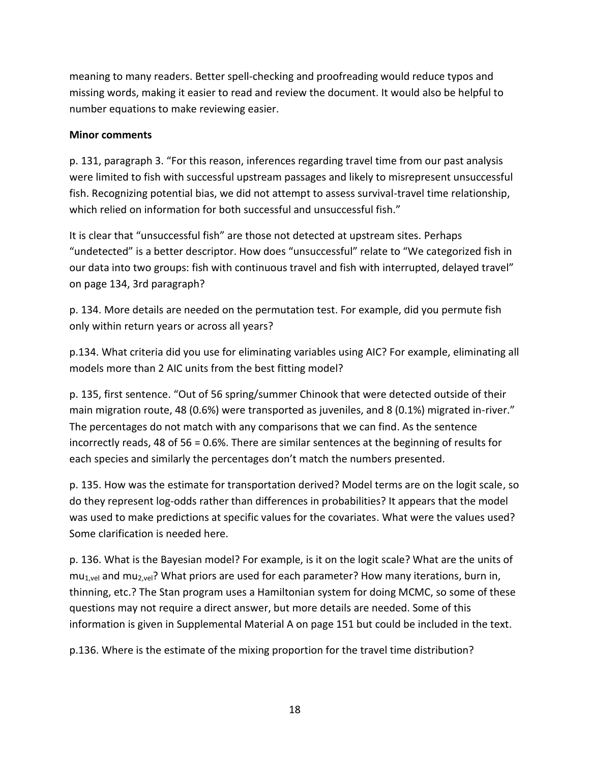meaning to many readers. Better spell-checking and proofreading would reduce typos and missing words, making it easier to read and review the document. It would also be helpful to number equations to make reviewing easier.

**Minor comments**

p. 131, paragraph 3. "For this reason, inferences regarding travel time from our past analysis were limited to fish with successful upstream passages and likely to misrepresent unsuccessful fish. Recognizing potential bias, we did not attempt to assess survival-travel time relationship, which relied on information for both successful and unsuccessful fish."

It is clear that "unsuccessful fish" are those not detected at upstream sites. Perhaps "undetected" is a better descriptor. How does "unsuccessful" relate to "We categorized fish in our data into two groups: fish with continuous travel and fish with interrupted, delayed travel" on page 134, 3rd paragraph?

p. 134. More details are needed on the permutation test. For example, did you permute fish only within return years or across all years?

p.134. What criteria did you use for eliminating variables using AIC? For example, eliminating all models more than 2 AIC units from the best fitting model?

p. 135, first sentence. "Out of 56 spring/summer Chinook that were detected outside of their main migration route, 48 (0.6%) were transported as juveniles, and 8 (0.1%) migrated in-river." The percentages do not match with any comparisons that we can find. As the sentence incorrectly reads, 48 of 56 = 0.6%. There are similar sentences at the beginning of results for each species and similarly the percentages don't match the numbers presented.

p. 135. How was the estimate for transportation derived? Model terms are on the logit scale, so do they represent log-odds rather than differences in probabilities? It appears that the model was used to make predictions at specific values for the covariates. What were the values used? Some clarification is needed here.

p. 136. What is the Bayesian model? For example, is it on the logit scale? What are the units of $mu_{1,vel}$ and $mu_{2,vel}$? What priors are used for each parameter? How many iterations, burn in, thinning, etc.? The Stan program uses a Hamiltonian system for doing MCMC, so some of these questions may not require a direct answer, but more details are needed. Some of this information is given in Supplemental Material A on page 151 but could be included in the text.

p.136. Where is the estimate of the mixing proportion for the travel time distribution?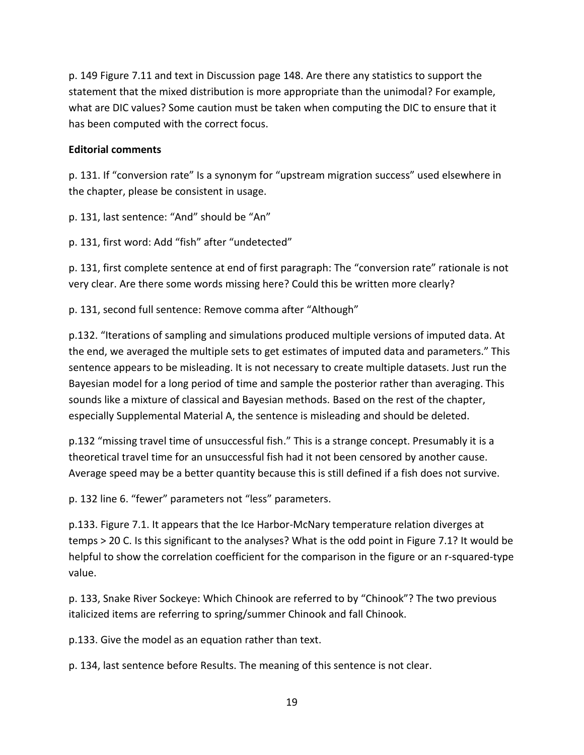p. 149 Figure 7.11 and text in Discussion page 148. Are there any statistics to support the statement that the mixed distribution is more appropriate than the unimodal? For example, what are DIC values? Some caution must be taken when computing the DIC to ensure that it has been computed with the correct focus.

**Editorial comments**

p. 131. If "conversion rate" Is a synonym for "upstream migration success" used elsewhere in the chapter, please be consistent in usage.

p. 131, last sentence: "And" should be "An"

p. 131, first word: Add "fish" after "undetected"

p. 131, first complete sentence at end of first paragraph: The "conversion rate" rationale is not very clear. Are there some words missing here? Could this be written more clearly?

p. 131, second full sentence: Remove comma after "Although"

p.132. "Iterations of sampling and simulations produced multiple versions of imputed data. At the end, we averaged the multiple sets to get estimates of imputed data and parameters." This sentence appears to be misleading. It is not necessary to create multiple datasets. Just run the Bayesian model for a long period of time and sample the posterior rather than averaging. This sounds like a mixture of classical and Bayesian methods. Based on the rest of the chapter, especially Supplemental Material A, the sentence is misleading and should be deleted.

p.132 "missing travel time of unsuccessful fish." This is a strange concept. Presumably it is a theoretical travel time for an unsuccessful fish had it not been censored by another cause. Average speed may be a better quantity because this is still defined if a fish does not survive.

p. 132 line 6. "fewer" parameters not "less" parameters.

p.133. Figure 7.1. It appears that the Ice Harbor-McNary temperature relation diverges at temps > 20 C. Is this significant to the analyses? What is the odd point in Figure 7.1? It would be helpful to show the correlation coefficient for the comparison in the figure or an r-squared-type value.

p. 133, Snake River Sockeye: Which Chinook are referred to by "Chinook"? The two previous italicized items are referring to spring/summer Chinook and fall Chinook.

p.133. Give the model as an equation rather than text.

p. 134, last sentence before Results. The meaning of this sentence is not clear.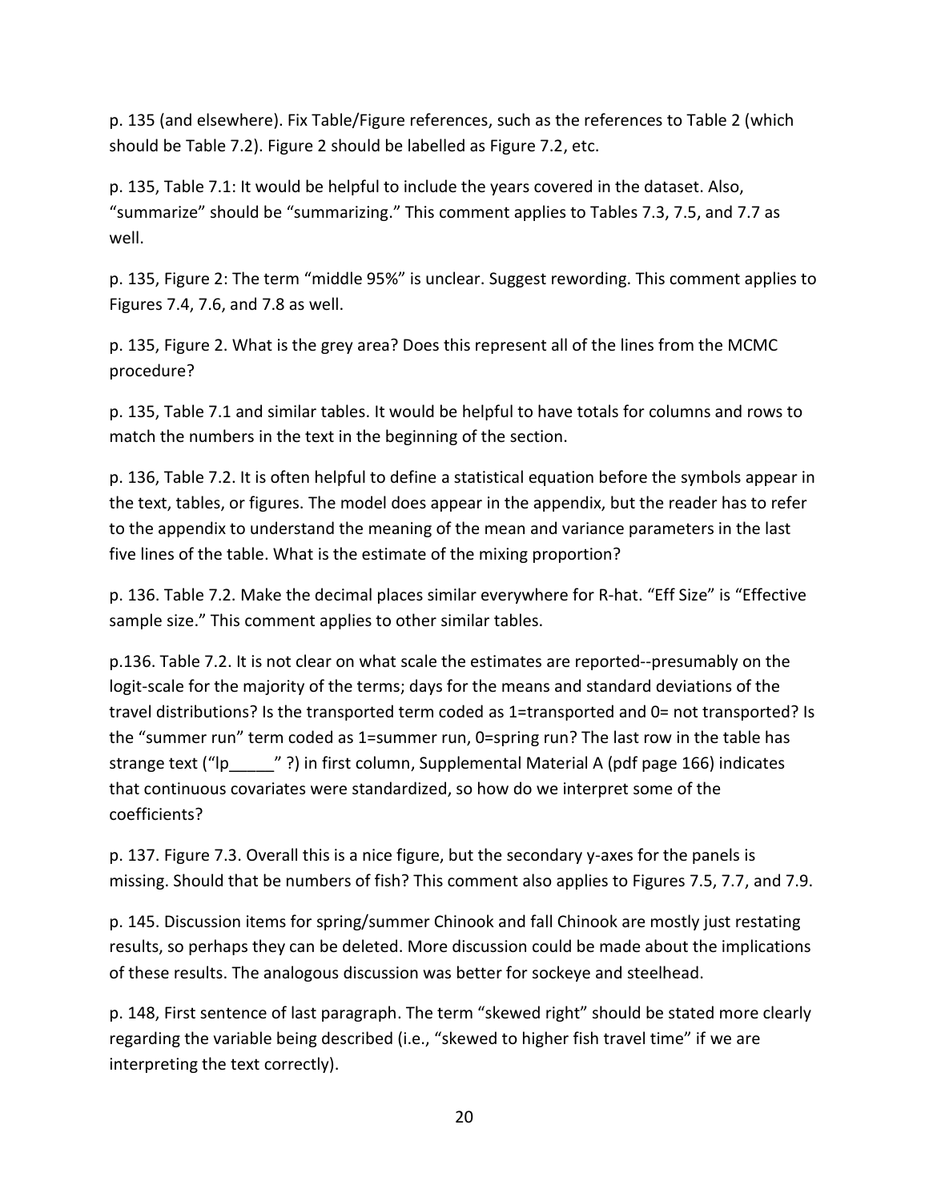p. 135 (and elsewhere). Fix Table/Figure references, such as the references to Table 2 (which should be Table 7.2). Figure 2 should be labelled as Figure 7.2, etc.

p. 135, Table 7.1: It would be helpful to include the years covered in the dataset. Also, "summarize" should be "summarizing." This comment applies to Tables 7.3, 7.5, and 7.7 as well.

p. 135, Figure 2: The term "middle 95%" is unclear. Suggest rewording. This comment applies to Figures 7.4, 7.6, and 7.8 as well.

p. 135, Figure 2. What is the grey area? Does this represent all of the lines from the MCMC procedure?

p. 135, Table 7.1 and similar tables. It would be helpful to have totals for columns and rows to match the numbers in the text in the beginning of the section.

p. 136, Table 7.2. It is often helpful to define a statistical equation before the symbols appear in the text, tables, or figures. The model does appear in the appendix, but the reader has to refer to the appendix to understand the meaning of the mean and variance parameters in the last five lines of the table. What is the estimate of the mixing proportion?

p. 136. Table 7.2. Make the decimal places similar everywhere for R-hat. "Eff Size" is "Effective sample size." This comment applies to other similar tables.

p.136. Table 7.2. It is not clear on what scale the estimates are reported--presumably on the logit-scale for the majority of the terms; days for the means and standard deviations of the travel distributions? Is the transported term coded as 1=transported and 0= not transported? Is the "summer run" term coded as 1=summer run, 0=spring run? The last row in the table has strange text ("lp_____" ?) in first column, Supplemental Material A (pdf page 166) indicates that continuous covariates were standardized, so how do we interpret some of the coefficients?

p. 137. Figure 7.3. Overall this is a nice figure, but the secondary y-axes for the panels is missing. Should that be numbers of fish? This comment also applies to Figures 7.5, 7.7, and 7.9.

p. 145. Discussion items for spring/summer Chinook and fall Chinook are mostly just restating results, so perhaps they can be deleted. More discussion could be made about the implications of these results. The analogous discussion was better for sockeye and steelhead.

p. 148, First sentence of last paragraph. The term "skewed right" should be stated more clearly regarding the variable being described (i.e., "skewed to higher fish travel time" if we are interpreting the text correctly).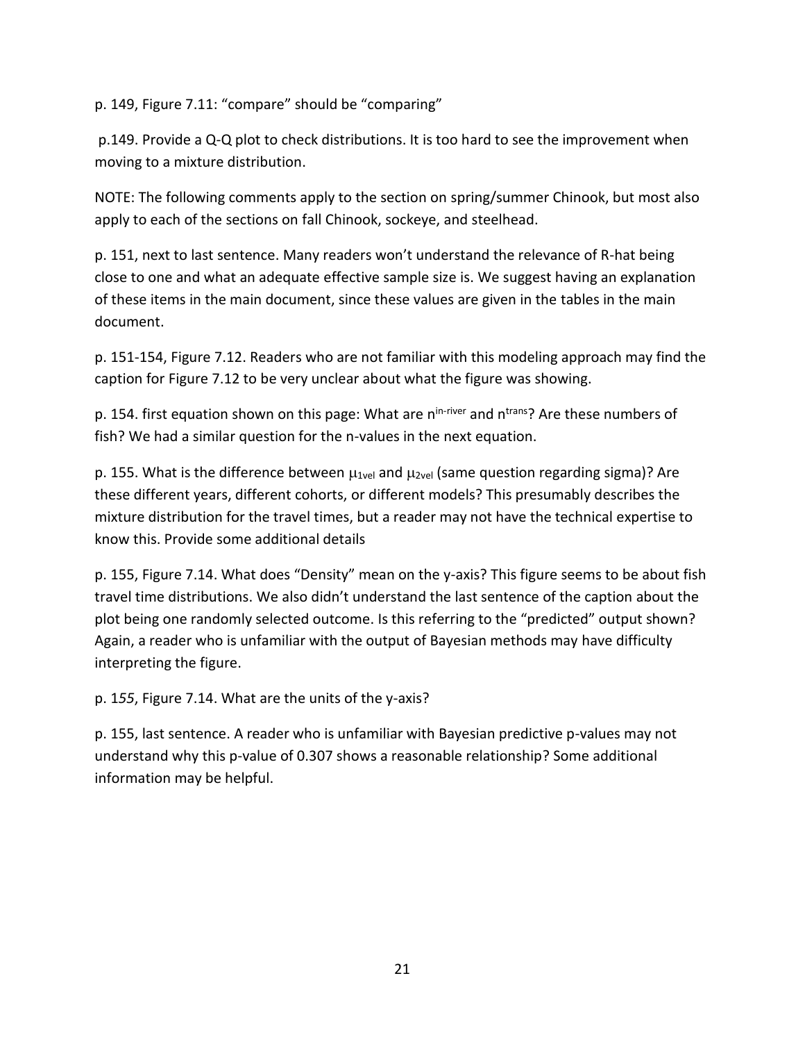p. 149, Figure 7.11: “compare” should be “comparing”

p.149. Provide a Q-Q plot to check distributions. It is too hard to see the improvement when moving to a mixture distribution.

NOTE: The following comments apply to the section on spring/summer Chinook, but most also apply to each of the sections on fall Chinook, sockeye, and steelhead.

p. 151, next to last sentence. Many readers won’t understand the relevance of R-hat being close to one and what an adequate effective sample size is. We suggest having an explanation of these items in the main document, since these values are given in the tables in the main document.

p. 151-154, Figure 7.12. Readers who are not familiar with this modeling approach may find the caption for Figure 7.12 to be very unclear about what the figure was showing.

p. 154. first equation shown on this page: What are $n^{in\text{-}river}$ and $n^{trans}$? Are these numbers of fish? We had a similar question for the n-values in the next equation.

p. 155. What is the difference between $\mu_{1vel}$ and $\mu_{2vel}$ (same question regarding sigma)? Are these different years, different cohorts, or different models? This presumably describes the mixture distribution for the travel times, but a reader may not have the technical expertise to know this. Provide some additional details

p. 155, Figure 7.14. What does “Density” mean on the y-axis? This figure seems to be about fish travel time distributions. We also didn’t understand the last sentence of the caption about the plot being one randomly selected outcome. Is this referring to the “predicted” output shown? Again, a reader who is unfamiliar with the output of Bayesian methods may have difficulty interpreting the figure.

p. 155, Figure 7.14. What are the units of the y-axis?

p. 155, last sentence. A reader who is unfamiliar with Bayesian predictive p-values may not understand why this p-value of 0.307 shows a reasonable relationship? Some additional information may be helpful.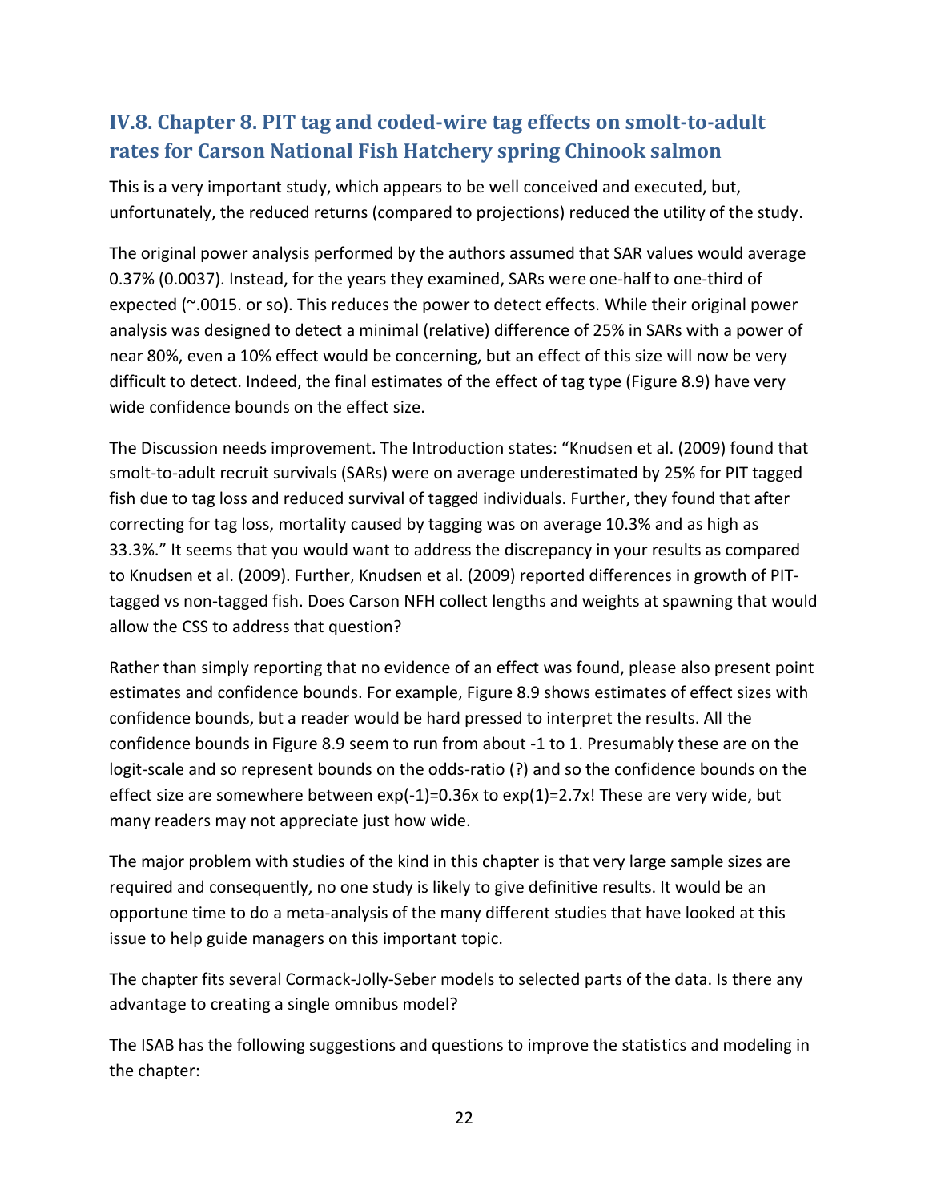## IV.8. Chapter 8. PIT tag and coded-wire tag effects on smolt-to-adult rates for Carson National Fish Hatchery spring Chinook salmon

This is a very important study, which appears to be well conceived and executed, but, unfortunately, the reduced returns (compared to projections) reduced the utility of the study.

The original power analysis performed by the authors assumed that SAR values would average 0.37% (0.0037). Instead, for the years they examined, SARs were one-half to one-third of expected (~.0015. or so). This reduces the power to detect effects. While their original power analysis was designed to detect a minimal (relative) difference of 25% in SARs with a power of near 80%, even a 10% effect would be concerning, but an effect of this size will now be very difficult to detect. Indeed, the final estimates of the effect of tag type (Figure 8.9) have very wide confidence bounds on the effect size.

The Discussion needs improvement. The Introduction states: "Knudsen et al. (2009) found that smolt-to-adult recruit survivals (SARs) were on average underestimated by 25% for PIT tagged fish due to tag loss and reduced survival of tagged individuals. Further, they found that after correcting for tag loss, mortality caused by tagging was on average 10.3% and as high as 33.3%." It seems that you would want to address the discrepancy in your results as compared to Knudsen et al. (2009). Further, Knudsen et al. (2009) reported differences in growth of PIT-tagged vs non-tagged fish. Does Carson NFH collect lengths and weights at spawning that would allow the CSS to address that question?

Rather than simply reporting that no evidence of an effect was found, please also present point estimates and confidence bounds. For example, Figure 8.9 shows estimates of effect sizes with confidence bounds, but a reader would be hard pressed to interpret the results. All the confidence bounds in Figure 8.9 seem to run from about -1 to 1. Presumably these are on the logit-scale and so represent bounds on the odds-ratio (?) and so the confidence bounds on the effect size are somewhere between $\exp(-1)=0.36x$ to $\exp(1)=2.7x$! These are very wide, but many readers may not appreciate just how wide.

The major problem with studies of the kind in this chapter is that very large sample sizes are required and consequently, no one study is likely to give definitive results. It would be an opportune time to do a meta-analysis of the many different studies that have looked at this issue to help guide managers on this important topic.

The chapter fits several Cormack-Jolly-Seber models to selected parts of the data. Is there any advantage to creating a single omnibus model?

The ISAB has the following suggestions and questions to improve the statistics and modeling in the chapter: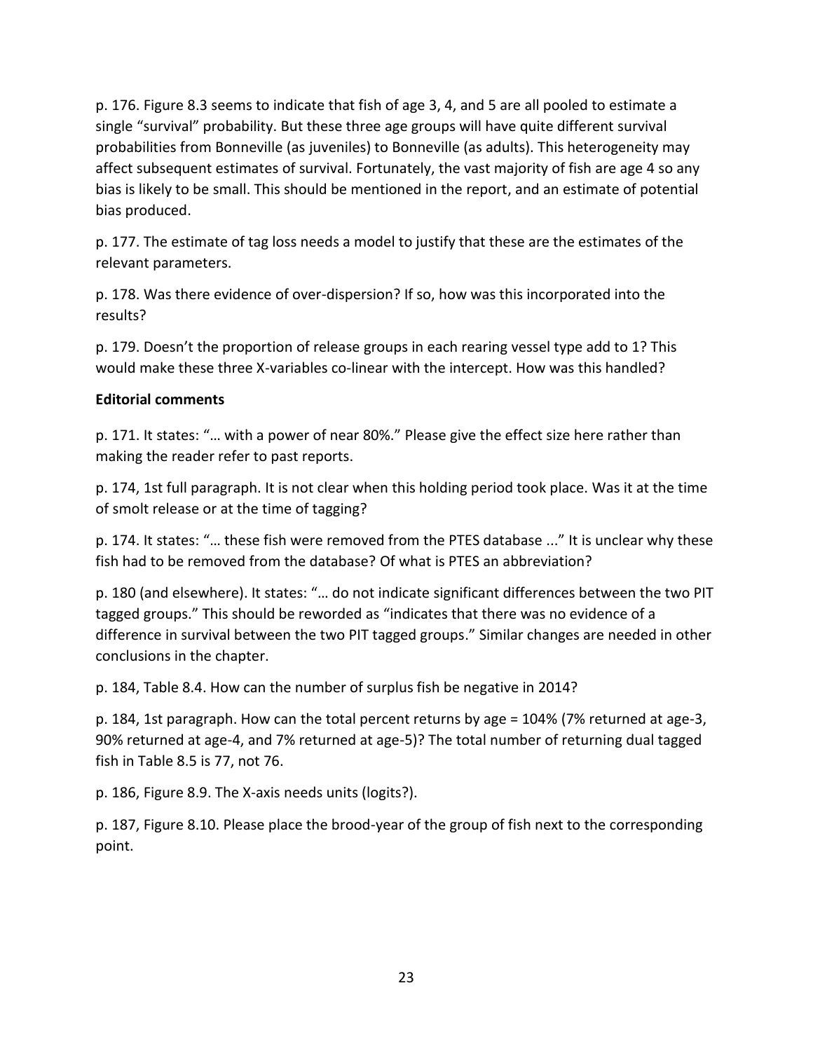p. 176. Figure 8.3 seems to indicate that fish of age 3, 4, and 5 are all pooled to estimate a single "survival" probability. But these three age groups will have quite different survival probabilities from Bonneville (as juveniles) to Bonneville (as adults). This heterogeneity may affect subsequent estimates of survival. Fortunately, the vast majority of fish are age 4 so any bias is likely to be small. This should be mentioned in the report, and an estimate of potential bias produced.

p. 177. The estimate of tag loss needs a model to justify that these are the estimates of the relevant parameters.

p. 178. Was there evidence of over-dispersion? If so, how was this incorporated into the results?

p. 179. Doesn't the proportion of release groups in each rearing vessel type add to 1? This would make these three X-variables co-linear with the intercept. How was this handled?

**Editorial comments**

p. 171. It states: "… with a power of near 80%." Please give the effect size here rather than making the reader refer to past reports.

p. 174, 1st full paragraph. It is not clear when this holding period took place. Was it at the time of smolt release or at the time of tagging?

p. 174. It states: "… these fish were removed from the PTES database ..." It is unclear why these fish had to be removed from the database? Of what is PTES an abbreviation?

p. 180 (and elsewhere). It states: "… do not indicate significant differences between the two PIT tagged groups." This should be reworded as "indicates that there was no evidence of a difference in survival between the two PIT tagged groups." Similar changes are needed in other conclusions in the chapter.

p. 184, Table 8.4. How can the number of surplus fish be negative in 2014?

p. 184, 1st paragraph. How can the total percent returns by age = 104% (7% returned at age-3, 90% returned at age-4, and 7% returned at age-5)? The total number of returning dual tagged fish in Table 8.5 is 77, not 76.

p. 186, Figure 8.9. The X-axis needs units (logits?).

p. 187, Figure 8.10. Please place the brood-year of the group of fish next to the corresponding point.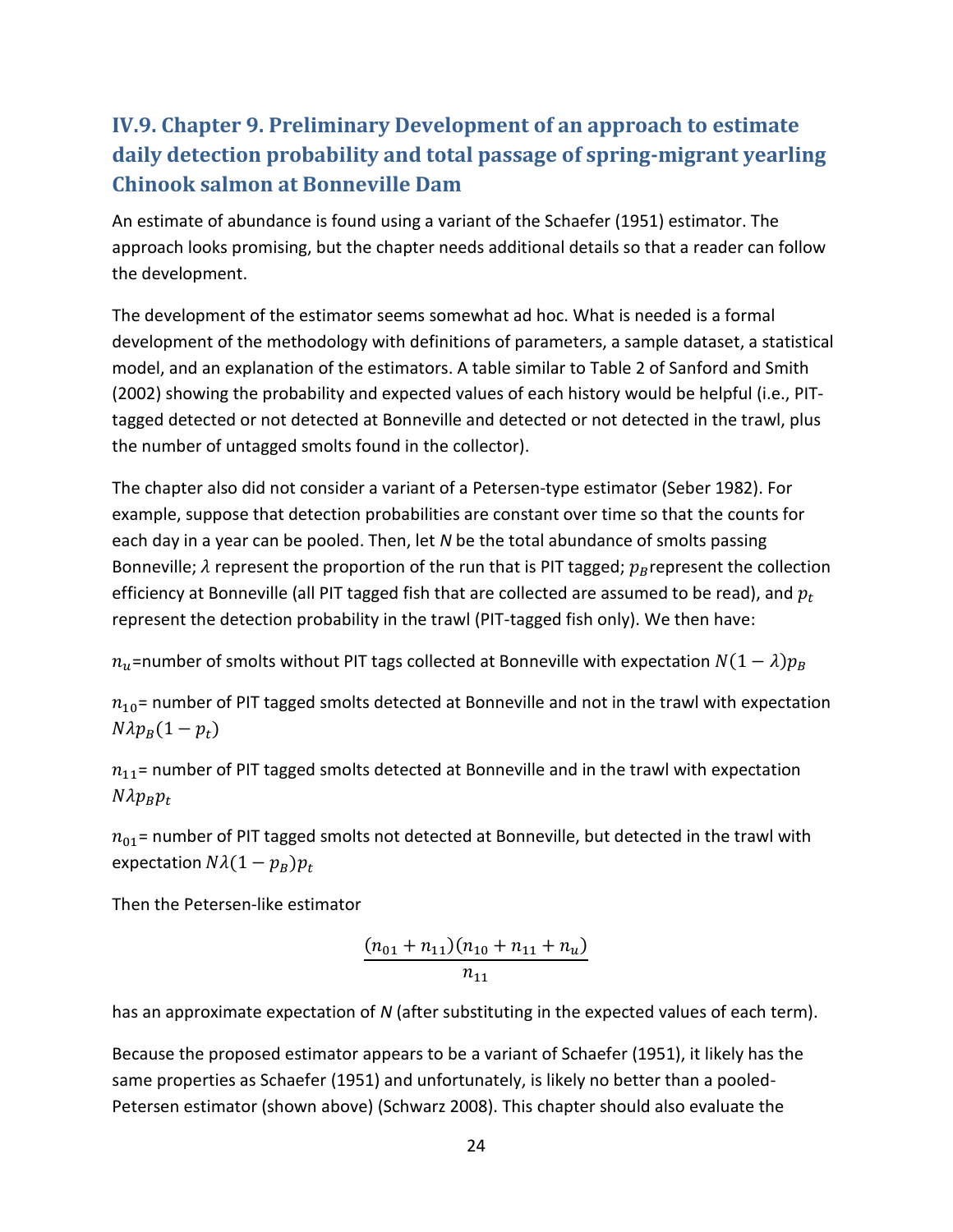## IV.9. Chapter 9. Preliminary Development of an approach to estimate daily detection probability and total passage of spring-migrant yearling Chinook salmon at Bonneville Dam

An estimate of abundance is found using a variant of the Schaefer (1951) estimator. The approach looks promising, but the chapter needs additional details so that a reader can follow the development.

The development of the estimator seems somewhat ad hoc. What is needed is a formal development of the methodology with definitions of parameters, a sample dataset, a statistical model, and an explanation of the estimators. A table similar to Table 2 of Sanford and Smith (2002) showing the probability and expected values of each history would be helpful (i.e., PIT-tagged detected or not detected at Bonneville and detected or not detected in the trawl, plus the number of untagged smolts found in the collector).

The chapter also did not consider a variant of a Petersen-type estimator (Seber 1982). For example, suppose that detection probabilities are constant over time so that the counts for each day in a year can be pooled. Then, let *N* be the total abundance of smolts passing Bonneville; $\lambda$ represent the proportion of the run that is PIT tagged; $p_B$ represent the collection efficiency at Bonneville (all PIT tagged fish that are collected are assumed to be read), and $p_t$ represent the detection probability in the trawl (PIT-tagged fish only). We then have:

$n_u$=number of smolts without PIT tags collected at Bonneville with expectation $N(1-\lambda)p_B$

$n_{10}$= number of PIT tagged smolts detected at Bonneville and not in the trawl with expectation $N\lambda p_B(1-p_t)$

$n_{11}$= number of PIT tagged smolts detected at Bonneville and in the trawl with expectation $N\lambda p_B p_t$

$n_{01}$= number of PIT tagged smolts not detected at Bonneville, but detected in the trawl with expectation $N\lambda(1-p_B)p_t$

Then the Petersen-like estimator

$$\frac{(n_{01}+n_{11})(n_{10}+n_{11}+n_u)}{n_{11}}$$

has an approximate expectation of *N* (after substituting in the expected values of each term).

Because the proposed estimator appears to be a variant of Schaefer (1951), it likely has the same properties as Schaefer (1951) and unfortunately, is likely no better than a pooled-Petersen estimator (shown above) (Schwarz 2008). This chapter should also evaluate the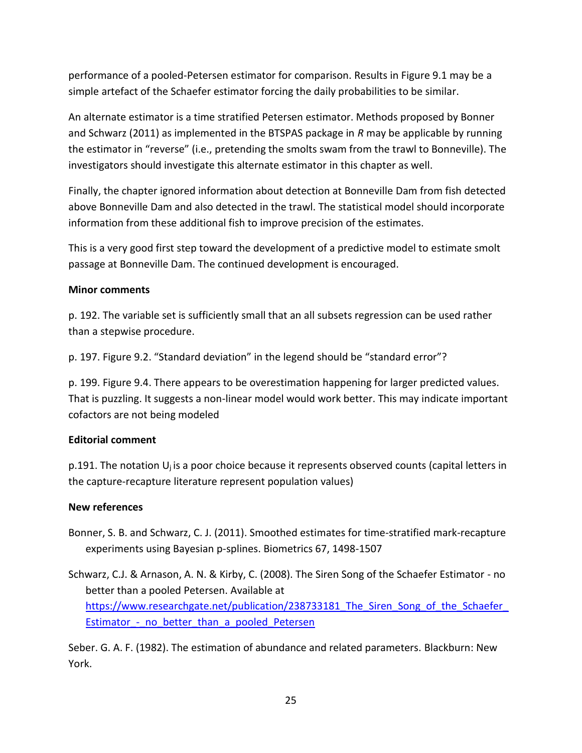performance of a pooled-Petersen estimator for comparison. Results in Figure 9.1 may be a simple artefact of the Schaefer estimator forcing the daily probabilities to be similar.

An alternate estimator is a time stratified Petersen estimator. Methods proposed by Bonner and Schwarz (2011) as implemented in the BTSPAS package in *R* may be applicable by running the estimator in "reverse" (i.e., pretending the smolts swam from the trawl to Bonneville). The investigators should investigate this alternate estimator in this chapter as well.

Finally, the chapter ignored information about detection at Bonneville Dam from fish detected above Bonneville Dam and also detected in the trawl. The statistical model should incorporate information from these additional fish to improve precision of the estimates.

This is a very good first step toward the development of a predictive model to estimate smolt passage at Bonneville Dam. The continued development is encouraged.

**Minor comments**

p. 192. The variable set is sufficiently small that an all subsets regression can be used rather than a stepwise procedure.

p. 197. Figure 9.2. "Standard deviation" in the legend should be "standard error"?

p. 199. Figure 9.4. There appears to be overestimation happening for larger predicted values. That is puzzling. It suggests a non-linear model would work better. This may indicate important cofactors are not being modeled

**Editorial comment**

p.191. The notation $U_j$ is a poor choice because it represents observed counts (capital letters in the capture-recapture literature represent population values)

**New references**

Bonner, S. B. and Schwarz, C. J. (2011). Smoothed estimates for time-stratified mark-recapture experiments using Bayesian p-splines. Biometrics 67, 1498-1507

Schwarz, C.J. & Arnason, A. N. & Kirby, C. (2008). The Siren Song of the Schaefer Estimator - no better than a pooled Petersen. Available at https://www.researchgate.net/publication/238733181_The_Siren_Song_of_the_Schaefer_Estimator_-_no_better_than_a_pooled_Petersen

Seber. G. A. F. (1982). The estimation of abundance and related parameters. Blackburn: New York.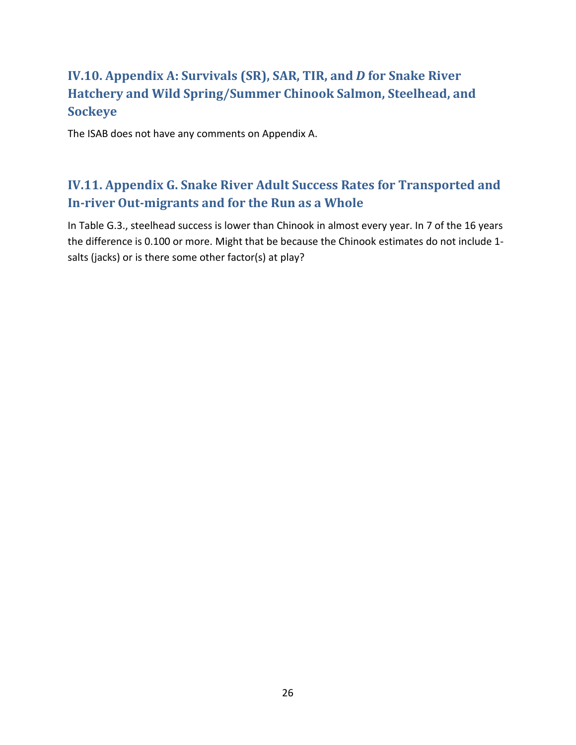## IV.10. Appendix A: Survivals (SR), SAR, TIR, and *D* for Snake River Hatchery and Wild Spring/Summer Chinook Salmon, Steelhead, and Sockeye

The ISAB does not have any comments on Appendix A.

## IV.11. Appendix G. Snake River Adult Success Rates for Transported and In-river Out-migrants and for the Run as a Whole

In Table G.3., steelhead success is lower than Chinook in almost every year. In 7 of the 16 years the difference is 0.100 or more. Might that be because the Chinook estimates do not include 1-salts (jacks) or is there some other factor(s) at play?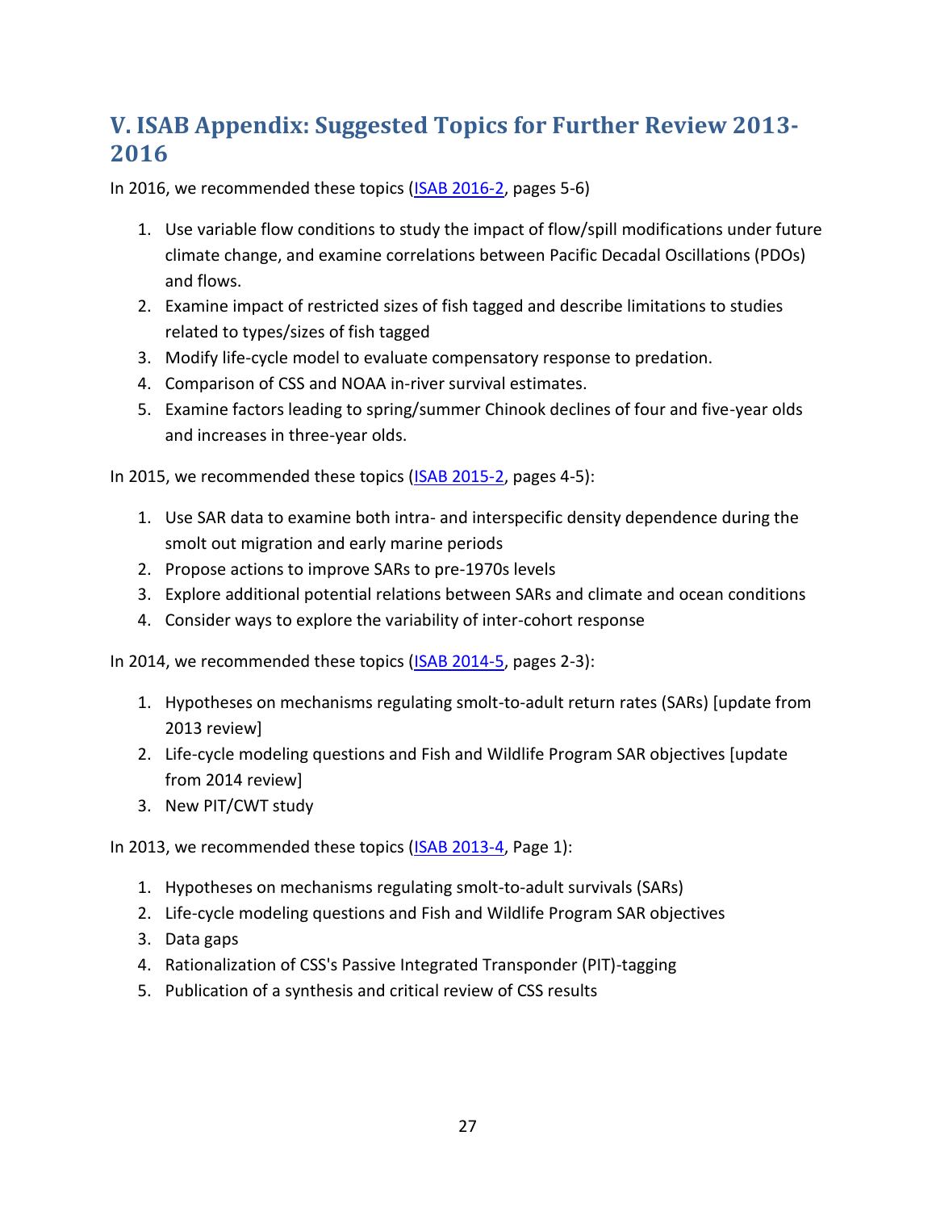## V. ISAB Appendix: Suggested Topics for Further Review 2013-2016

In 2016, we recommended these topics (ISAB 2016-2, pages 5-6)

1. Use variable flow conditions to study the impact of flow/spill modifications under future climate change, and examine correlations between Pacific Decadal Oscillations (PDOs) and flows.
2. Examine impact of restricted sizes of fish tagged and describe limitations to studies related to types/sizes of fish tagged
3. Modify life-cycle model to evaluate compensatory response to predation.
4. Comparison of CSS and NOAA in-river survival estimates.
5. Examine factors leading to spring/summer Chinook declines of four and five-year olds and increases in three-year olds.

In 2015, we recommended these topics (ISAB 2015-2, pages 4-5):

1. Use SAR data to examine both intra- and interspecific density dependence during the smolt out migration and early marine periods
2. Propose actions to improve SARs to pre-1970s levels
3. Explore additional potential relations between SARs and climate and ocean conditions
4. Consider ways to explore the variability of inter-cohort response

In 2014, we recommended these topics (ISAB 2014-5, pages 2-3):

1. Hypotheses on mechanisms regulating smolt-to-adult return rates (SARs) [update from 2013 review]
2. Life-cycle modeling questions and Fish and Wildlife Program SAR objectives [update from 2014 review]
3. New PIT/CWT study

In 2013, we recommended these topics (ISAB 2013-4, Page 1):

1. Hypotheses on mechanisms regulating smolt-to-adult survivals (SARs)
2. Life-cycle modeling questions and Fish and Wildlife Program SAR objectives
3. Data gaps
4. Rationalization of CSS's Passive Integrated Transponder (PIT)-tagging
5. Publication of a synthesis and critical review of CSS results